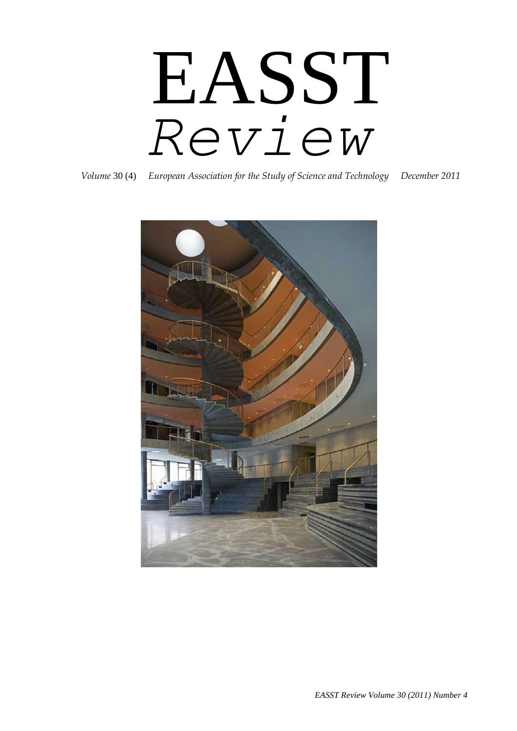# EASST *Review*

*Volume* 30 (4) *European Association for the Study of Science and Technology* *December 2011*

*EASST Review Volume 30 (2011) Number 4*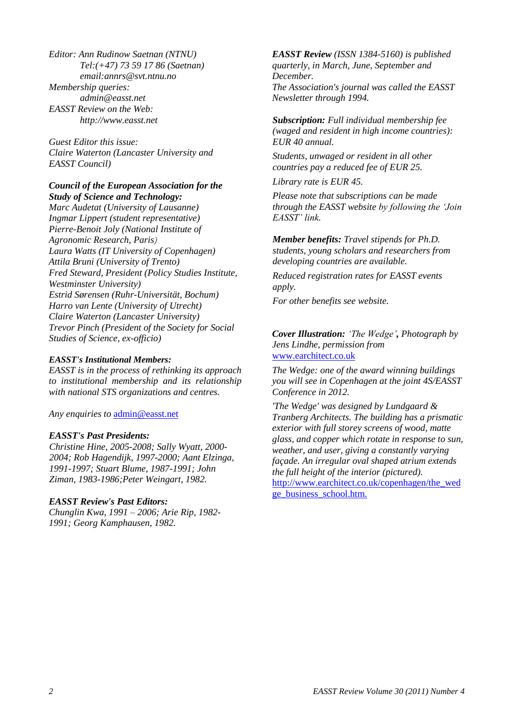*Editor: Ann Rudinow Saetnan (NTNU)*
*Tel:(+47) 73 59 17 86 (Saetnan)*
*email:annrs@svt.ntnu.no*
*Membership queries:*
*admin@easst.net*
*EASST Review on the Web:*
*http://www.easst.net*

*Guest Editor this issue:*
*Claire Waterton (Lancaster University and EASST Council)*

***Council of the European Association for the Study of Science and Technology:***
*Marc Audetat (University of Lausanne)*
*Ingmar Lippert (student representative)*
*Pierre-Benoit Joly (National Institute of Agronomic Research, Paris)*
*Laura Watts (IT University of Copenhagen)*
*Attila Bruni (University of Trento)*
*Fred Steward, President (Policy Studies Institute, Westminster University)*
*Estrid Sørensen (Ruhr-Universität, Bochum)*
*Harro van Lente (University of Utrecht)*
*Claire Waterton (Lancaster University)*
*Trevor Pinch (President of the Society for Social Studies of Science, ex-officio)*

***EASST's Institutional Members:***
*EASST is in the process of rethinking its approach to institutional membership and its relationship with national STS organizations and centres.*

*Any enquiries to* admin@easst.net

***EASST's Past Presidents:***
*Christine Hine, 2005-2008; Sally Wyatt, 2000-2004; Rob Hagendijk, 1997-2000; Aant Elzinga, 1991-1997; Stuart Blume, 1987-1991; John Ziman, 1983-1986;Peter Weingart, 1982.*

***EASST Review's Past Editors:***
*Chunglin Kwa, 1991 – 2006; Arie Rip, 1982-1991; Georg Kamphausen, 1982.*

***EASST Review*** *(ISSN 1384-5160) is published quarterly, in March, June, September and December.*
*The Association's journal was called the EASST Newsletter through 1994.*

***Subscription:*** *Full individual membership fee (waged and resident in high income countries): EUR 40 annual.*

*Students, unwaged or resident in all other countries pay a reduced fee of EUR 25.*

*Library rate is EUR 45.*

*Please note that subscriptions can be made through the EASST website by following the 'Join EASST' link.*

***Member benefits:*** *Travel stipends for Ph.D. students, young scholars and researchers from developing countries are available.*

*Reduced registration rates for EASST events apply.*

*For other benefits see website.*

***Cover Illustration:*** *'The Wedge'****,*** *Photograph by Jens Lindhe, permission from* www.earchitect.co.uk

*The Wedge: one of the award winning buildings you will see in Copenhagen at the joint 4S/EASST Conference in 2012.*

*'The Wedge' was designed by Lundgaard & Tranberg Architects. The building has a prismatic exterior with full storey screens of wood, matte glass, and copper which rotate in response to sun, weather, and user, giving a constantly varying façade. An irregular oval shaped atrium extends the full height of the interior (pictured).*
http://www.earchitect.co.uk/copenhagen/the_wedge_business_school.htm.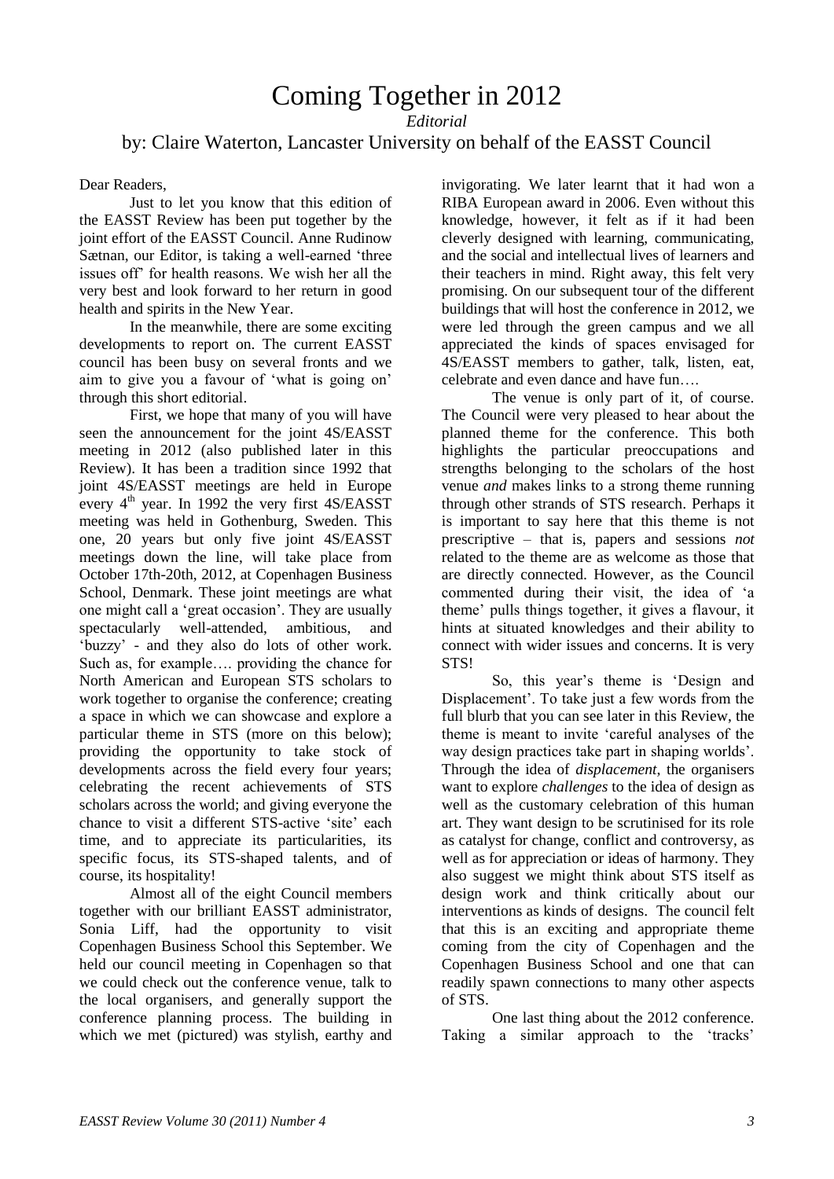# Coming Together in 2012

*Editorial*

by: Claire Waterton, Lancaster University on behalf of the EASST Council

Dear Readers,

Just to let you know that this edition of the EASST Review has been put together by the joint effort of the EASST Council. Anne Rudinow Sætnan, our Editor, is taking a well-earned 'three issues off' for health reasons. We wish her all the very best and look forward to her return in good health and spirits in the New Year.

In the meanwhile, there are some exciting developments to report on. The current EASST council has been busy on several fronts and we aim to give you a favour of 'what is going on' through this short editorial.

First, we hope that many of you will have seen the announcement for the joint 4S/EASST meeting in 2012 (also published later in this Review). It has been a tradition since 1992 that joint 4S/EASST meetings are held in Europe every 4th year. In 1992 the very first 4S/EASST meeting was held in Gothenburg, Sweden. This one, 20 years but only five joint 4S/EASST meetings down the line, will take place from October 17th-20th, 2012, at Copenhagen Business School, Denmark. These joint meetings are what one might call a 'great occasion'. They are usually spectacularly well-attended, ambitious, and 'buzzy' - and they also do lots of other work. Such as, for example…. providing the chance for North American and European STS scholars to work together to organise the conference; creating a space in which we can showcase and explore a particular theme in STS (more on this below); providing the opportunity to take stock of developments across the field every four years; celebrating the recent achievements of STS scholars across the world; and giving everyone the chance to visit a different STS-active 'site' each time, and to appreciate its particularities, its specific focus, its STS-shaped talents, and of course, its hospitality!

Almost all of the eight Council members together with our brilliant EASST administrator, Sonia Liff, had the opportunity to visit Copenhagen Business School this September. We held our council meeting in Copenhagen so that we could check out the conference venue, talk to the local organisers, and generally support the conference planning process. The building in which we met (pictured) was stylish, earthy and invigorating. We later learnt that it had won a RIBA European award in 2006. Even without this knowledge, however, it felt as if it had been cleverly designed with learning, communicating, and the social and intellectual lives of learners and their teachers in mind. Right away, this felt very promising. On our subsequent tour of the different buildings that will host the conference in 2012, we were led through the green campus and we all appreciated the kinds of spaces envisaged for 4S/EASST members to gather, talk, listen, eat, celebrate and even dance and have fun….

The venue is only part of it, of course. The Council were very pleased to hear about the planned theme for the conference. This both highlights the particular preoccupations and strengths belonging to the scholars of the host venue *and* makes links to a strong theme running through other strands of STS research. Perhaps it is important to say here that this theme is not prescriptive – that is, papers and sessions *not* related to the theme are as welcome as those that are directly connected. However, as the Council commented during their visit, the idea of 'a theme' pulls things together, it gives a flavour, it hints at situated knowledges and their ability to connect with wider issues and concerns. It is very STS!

So, this year's theme is 'Design and Displacement'. To take just a few words from the full blurb that you can see later in this Review, the theme is meant to invite 'careful analyses of the way design practices take part in shaping worlds'. Through the idea of *displacement*, the organisers want to explore *challenges* to the idea of design as well as the customary celebration of this human art. They want design to be scrutinised for its role as catalyst for change, conflict and controversy, as well as for appreciation or ideas of harmony. They also suggest we might think about STS itself as design work and think critically about our interventions as kinds of designs. The council felt that this is an exciting and appropriate theme coming from the city of Copenhagen and the Copenhagen Business School and one that can readily spawn connections to many other aspects of STS.

One last thing about the 2012 conference. Taking a similar approach to the 'tracks'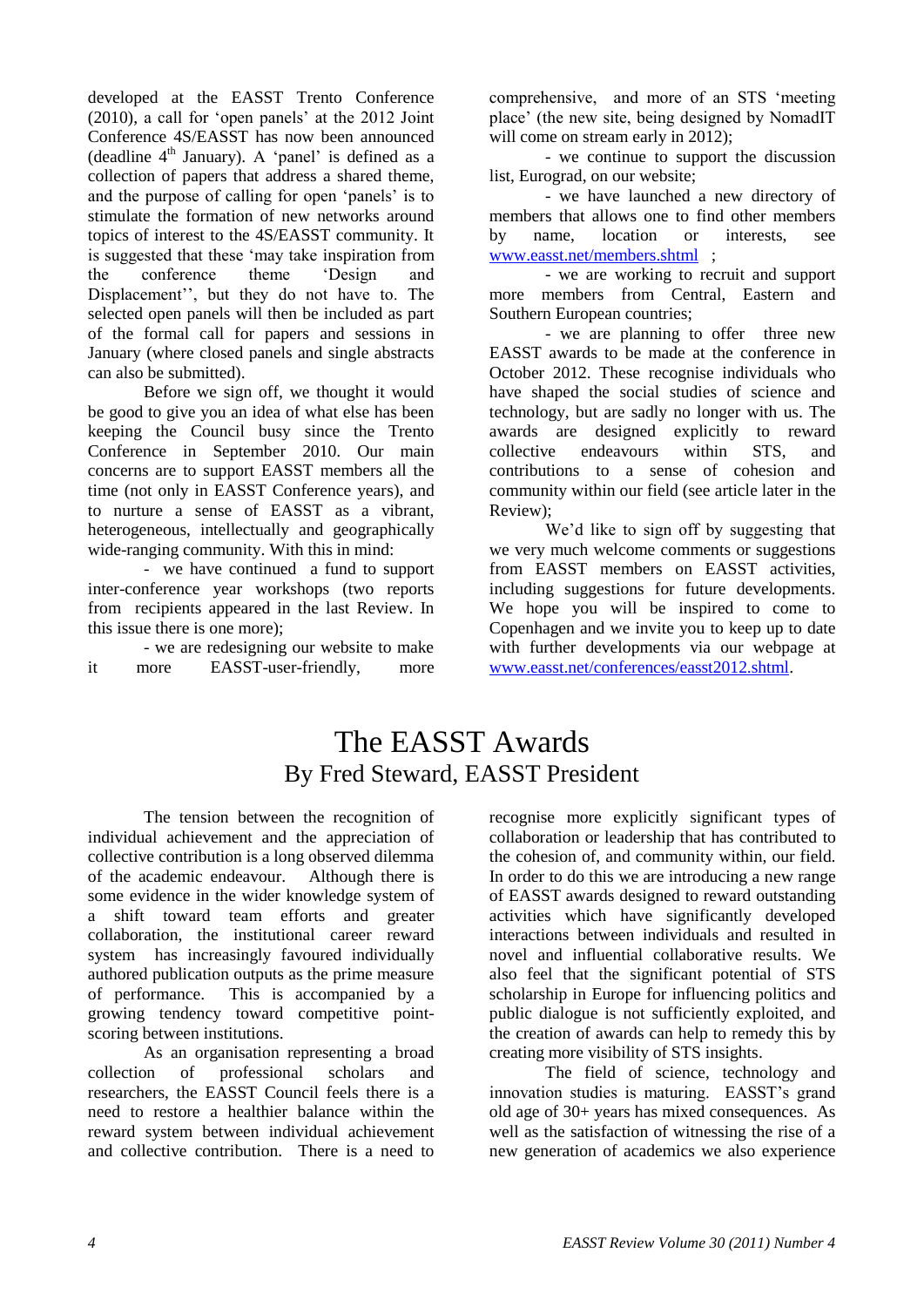developed at the EASST Trento Conference (2010), a call for 'open panels' at the 2012 Joint Conference 4S/EASST has now been announced (deadline 4th January). A 'panel' is defined as a collection of papers that address a shared theme, and the purpose of calling for open 'panels' is to stimulate the formation of new networks around topics of interest to the 4S/EASST community. It is suggested that these 'may take inspiration from the conference theme 'Design and Displacement'', but they do not have to. The selected open panels will then be included as part of the formal call for papers and sessions in January (where closed panels and single abstracts can also be submitted).

Before we sign off, we thought it would be good to give you an idea of what else has been keeping the Council busy since the Trento Conference in September 2010. Our main concerns are to support EASST members all the time (not only in EASST Conference years), and to nurture a sense of EASST as a vibrant, heterogeneous, intellectually and geographically wide-ranging community. With this in mind:

- we have continued a fund to support inter-conference year workshops (two reports from recipients appeared in the last Review. In this issue there is one more);
- we are redesigning our website to make it more EASST-user-friendly, more comprehensive, and more of an STS 'meeting place' (the new site, being designed by NomadIT will come on stream early in 2012);
- we continue to support the discussion list, Eurograd, on our website;
- we have launched a new directory of members that allows one to find other members by name, location or interests, see www.easst.net/members.shtml ;
- we are working to recruit and support more members from Central, Eastern and Southern European countries;
- we are planning to offer three new EASST awards to be made at the conference in October 2012. These recognise individuals who have shaped the social studies of science and technology, but are sadly no longer with us. The awards are designed explicitly to reward collective endeavours within STS, and contributions to a sense of cohesion and community within our field (see article later in the Review);

We'd like to sign off by suggesting that we very much welcome comments or suggestions from EASST members on EASST activities, including suggestions for future developments. We hope you will be inspired to come to Copenhagen and we invite you to keep up to date with further developments via our webpage at www.easst.net/conferences/easst2012.shtml.

# The EASST Awards

## By Fred Steward, EASST President

The tension between the recognition of individual achievement and the appreciation of collective contribution is a long observed dilemma of the academic endeavour. Although there is some evidence in the wider knowledge system of a shift toward team efforts and greater collaboration, the institutional career reward system has increasingly favoured individually authored publication outputs as the prime measure of performance. This is accompanied by a growing tendency toward competitive point-scoring between institutions.

As an organisation representing a broad collection of professional scholars and researchers, the EASST Council feels there is a need to restore a healthier balance within the reward system between individual achievement and collective contribution. There is a need to recognise more explicitly significant types of collaboration or leadership that has contributed to the cohesion of, and community within, our field. In order to do this we are introducing a new range of EASST awards designed to reward outstanding activities which have significantly developed interactions between individuals and resulted in novel and influential collaborative results. We also feel that the significant potential of STS scholarship in Europe for influencing politics and public dialogue is not sufficiently exploited, and the creation of awards can help to remedy this by creating more visibility of STS insights.

The field of science, technology and innovation studies is maturing. EASST's grand old age of 30+ years has mixed consequences. As well as the satisfaction of witnessing the rise of a new generation of academics we also experience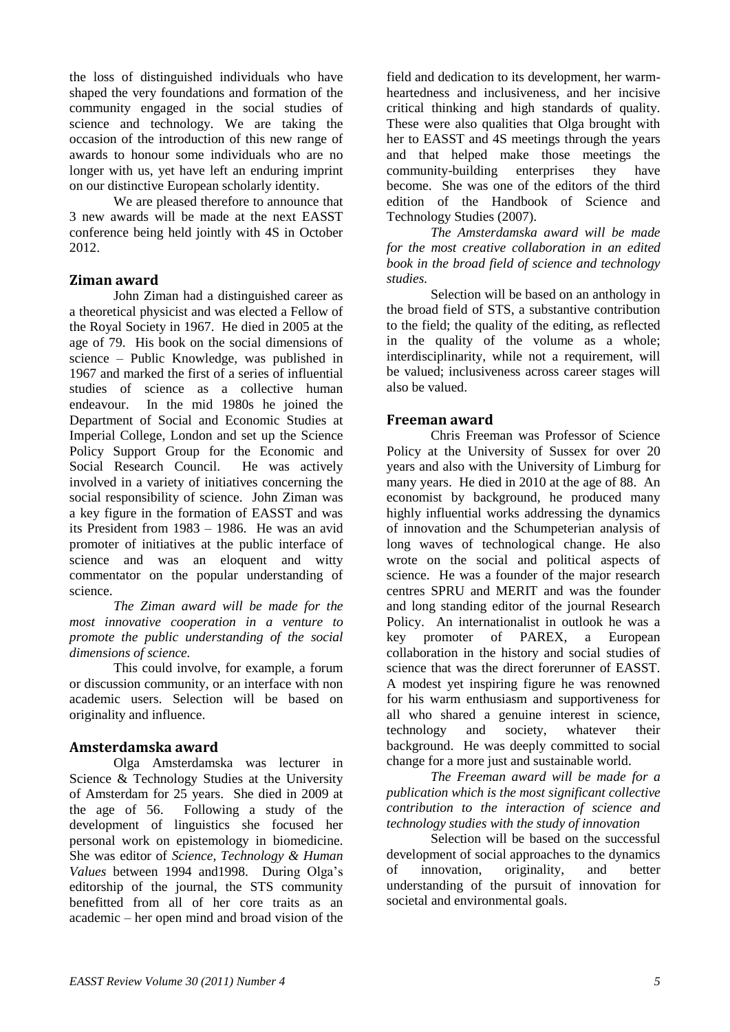the loss of distinguished individuals who have shaped the very foundations and formation of the community engaged in the social studies of science and technology. We are taking the occasion of the introduction of this new range of awards to honour some individuals who are no longer with us, yet have left an enduring imprint on our distinctive European scholarly identity.

We are pleased therefore to announce that 3 new awards will be made at the next EASST conference being held jointly with 4S in October 2012.

## Ziman award

John Ziman had a distinguished career as a theoretical physicist and was elected a Fellow of the Royal Society in 1967. He died in 2005 at the age of 79. His book on the social dimensions of science – Public Knowledge, was published in 1967 and marked the first of a series of influential studies of science as a collective human endeavour. In the mid 1980s he joined the Department of Social and Economic Studies at Imperial College, London and set up the Science Policy Support Group for the Economic and Social Research Council. He was actively involved in a variety of initiatives concerning the social responsibility of science. John Ziman was a key figure in the formation of EASST and was its President from 1983 – 1986. He was an avid promoter of initiatives at the public interface of science and was an eloquent and witty commentator on the popular understanding of science.

*The Ziman award will be made for the most innovative cooperation in a venture to promote the public understanding of the social dimensions of science.*

This could involve, for example, a forum or discussion community, or an interface with non academic users. Selection will be based on originality and influence.

## Amsterdamska award

Olga Amsterdamska was lecturer in Science & Technology Studies at the University of Amsterdam for 25 years. She died in 2009 at the age of 56. Following a study of the development of linguistics she focused her personal work on epistemology in biomedicine. She was editor of *Science, Technology & Human Values* between 1994 and1998. During Olga's editorship of the journal, the STS community benefitted from all of her core traits as an academic – her open mind and broad vision of the field and dedication to its development, her warm-heartedness and inclusiveness, and her incisive critical thinking and high standards of quality. These were also qualities that Olga brought with her to EASST and 4S meetings through the years and that helped make those meetings the community-building enterprises they have become. She was one of the editors of the third edition of the Handbook of Science and Technology Studies (2007).

*The Amsterdamska award will be made for the most creative collaboration in an edited book in the broad field of science and technology studies.*

Selection will be based on an anthology in the broad field of STS, a substantive contribution to the field; the quality of the editing, as reflected in the quality of the volume as a whole; interdisciplinarity, while not a requirement, will be valued; inclusiveness across career stages will also be valued.

## Freeman award

Chris Freeman was Professor of Science Policy at the University of Sussex for over 20 years and also with the University of Limburg for many years. He died in 2010 at the age of 88. An economist by background, he produced many highly influential works addressing the dynamics of innovation and the Schumpeterian analysis of long waves of technological change. He also wrote on the social and political aspects of science. He was a founder of the major research centres SPRU and MERIT and was the founder and long standing editor of the journal Research Policy. An internationalist in outlook he was a key promoter of PAREX, a European collaboration in the history and social studies of science that was the direct forerunner of EASST. A modest yet inspiring figure he was renowned for his warm enthusiasm and supportiveness for all who shared a genuine interest in science, technology and society, whatever their background. He was deeply committed to social change for a more just and sustainable world.

*The Freeman award will be made for a publication which is the most significant collective contribution to the interaction of science and technology studies with the study of innovation*

Selection will be based on the successful development of social approaches to the dynamics of innovation, originality, and better understanding of the pursuit of innovation for societal and environmental goals.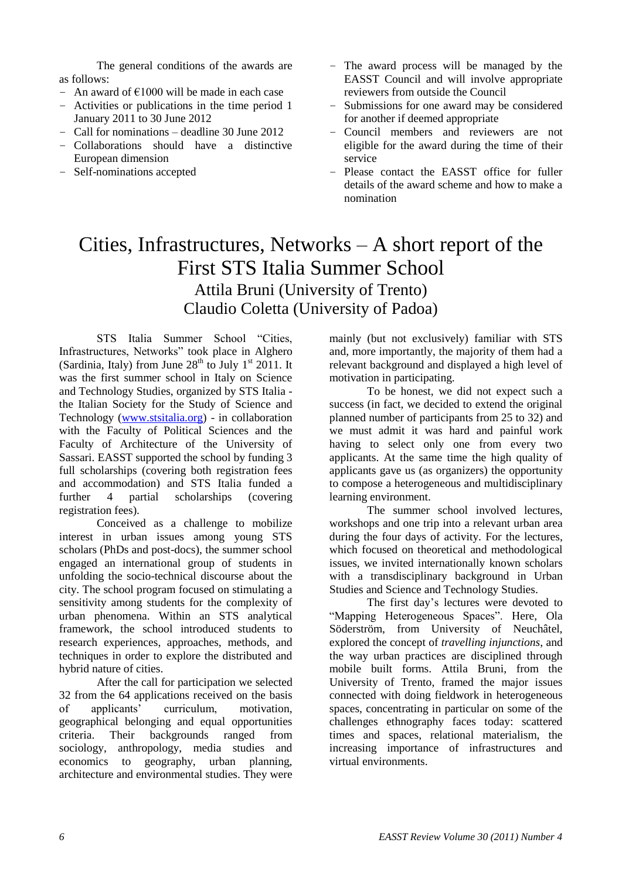The general conditions of the awards are as follows:

- An award of €1000 will be made in each case
- Activities or publications in the time period 1 January 2011 to 30 June 2012
- Call for nominations – deadline 30 June 2012
- Collaborations should have a distinctive European dimension
- Self-nominations accepted
- The award process will be managed by the EASST Council and will involve appropriate reviewers from outside the Council
- Submissions for one award may be considered for another if deemed appropriate
- Council members and reviewers are not eligible for the award during the time of their service
- Please contact the EASST office for fuller details of the award scheme and how to make a nomination

# Cities, Infrastructures, Networks – A short report of the First STS Italia Summer School

## Attila Bruni (University of Trento)
## Claudio Coletta (University of Padoa)

STS Italia Summer School "Cities, Infrastructures, Networks" took place in Alghero (Sardinia, Italy) from June 28th to July 1st 2011. It was the first summer school in Italy on Science and Technology Studies, organized by STS Italia - the Italian Society for the Study of Science and Technology (www.stsitalia.org) - in collaboration with the Faculty of Political Sciences and the Faculty of Architecture of the University of Sassari. EASST supported the school by funding 3 full scholarships (covering both registration fees and accommodation) and STS Italia funded a further 4 partial scholarships (covering registration fees).

Conceived as a challenge to mobilize interest in urban issues among young STS scholars (PhDs and post-docs), the summer school engaged an international group of students in unfolding the socio-technical discourse about the city. The school program focused on stimulating a sensitivity among students for the complexity of urban phenomena. Within an STS analytical framework, the school introduced students to research experiences, approaches, methods, and techniques in order to explore the distributed and hybrid nature of cities.

After the call for participation we selected 32 from the 64 applications received on the basis of applicants' curriculum, motivation, geographical belonging and equal opportunities criteria. Their backgrounds ranged from sociology, anthropology, media studies and economics to geography, urban planning, architecture and environmental studies. They were mainly (but not exclusively) familiar with STS and, more importantly, the majority of them had a relevant background and displayed a high level of motivation in participating.

To be honest, we did not expect such a success (in fact, we decided to extend the original planned number of participants from 25 to 32) and we must admit it was hard and painful work having to select only one from every two applicants. At the same time the high quality of applicants gave us (as organizers) the opportunity to compose a heterogeneous and multidisciplinary learning environment.

The summer school involved lectures, workshops and one trip into a relevant urban area during the four days of activity. For the lectures, which focused on theoretical and methodological issues, we invited internationally known scholars with a transdisciplinary background in Urban Studies and Science and Technology Studies.

The first day's lectures were devoted to "Mapping Heterogeneous Spaces". Here, Ola Söderström, from University of Neuchâtel, explored the concept of *travelling injunctions*, and the way urban practices are disciplined through mobile built forms. Attila Bruni, from the University of Trento, framed the major issues connected with doing fieldwork in heterogeneous spaces, concentrating in particular on some of the challenges ethnography faces today: scattered times and spaces, relational materialism, the increasing importance of infrastructures and virtual environments.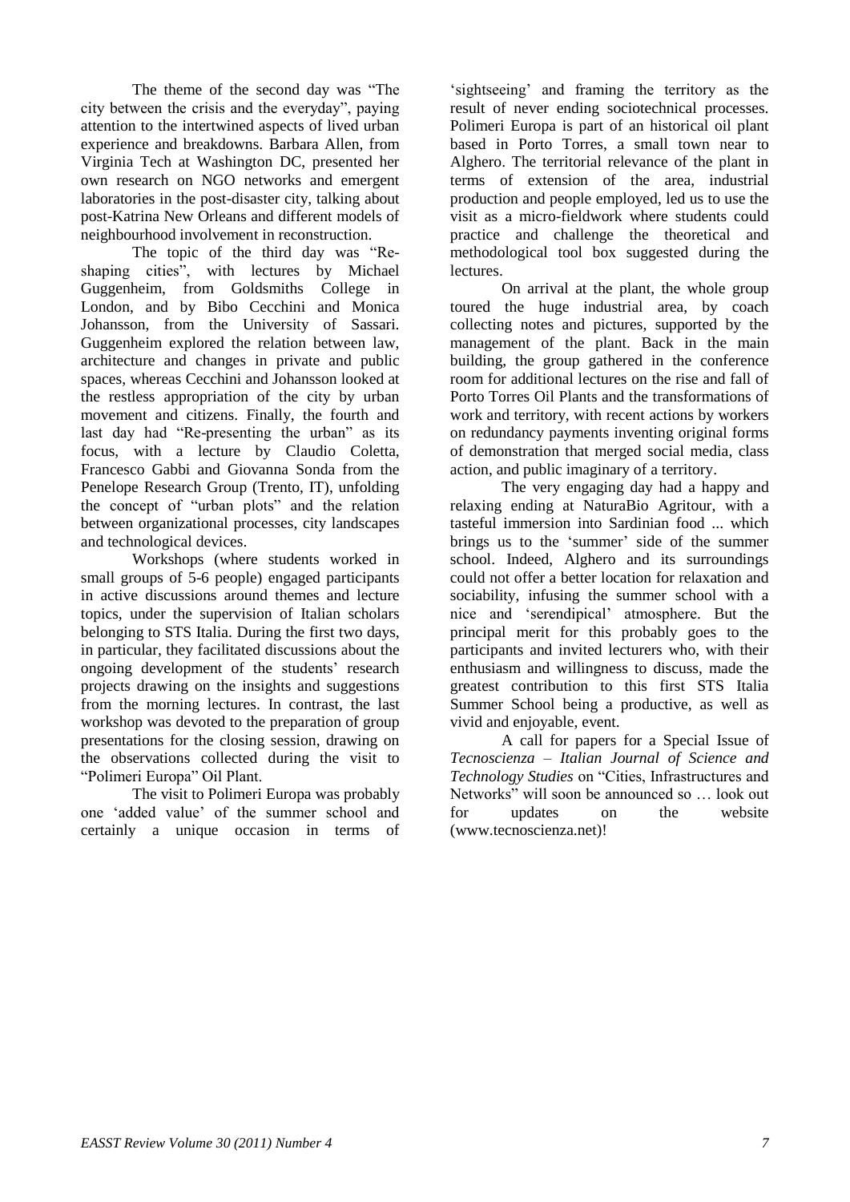The theme of the second day was "The city between the crisis and the everyday", paying attention to the intertwined aspects of lived urban experience and breakdowns. Barbara Allen, from Virginia Tech at Washington DC, presented her own research on NGO networks and emergent laboratories in the post-disaster city, talking about post-Katrina New Orleans and different models of neighbourhood involvement in reconstruction.

The topic of the third day was "Re-shaping cities", with lectures by Michael Guggenheim, from Goldsmiths College in London, and by Bibo Cecchini and Monica Johansson, from the University of Sassari. Guggenheim explored the relation between law, architecture and changes in private and public spaces, whereas Cecchini and Johansson looked at the restless appropriation of the city by urban movement and citizens. Finally, the fourth and last day had "Re-presenting the urban" as its focus, with a lecture by Claudio Coletta, Francesco Gabbi and Giovanna Sonda from the Penelope Research Group (Trento, IT), unfolding the concept of "urban plots" and the relation between organizational processes, city landscapes and technological devices.

Workshops (where students worked in small groups of 5-6 people) engaged participants in active discussions around themes and lecture topics, under the supervision of Italian scholars belonging to STS Italia. During the first two days, in particular, they facilitated discussions about the ongoing development of the students' research projects drawing on the insights and suggestions from the morning lectures. In contrast, the last workshop was devoted to the preparation of group presentations for the closing session, drawing on the observations collected during the visit to "Polimeri Europa" Oil Plant.

The visit to Polimeri Europa was probably one 'added value' of the summer school and certainly a unique occasion in terms of 'sightseeing' and framing the territory as the result of never ending sociotechnical processes. Polimeri Europa is part of an historical oil plant based in Porto Torres, a small town near to Alghero. The territorial relevance of the plant in terms of extension of the area, industrial production and people employed, led us to use the visit as a micro-fieldwork where students could practice and challenge the theoretical and methodological tool box suggested during the lectures.

On arrival at the plant, the whole group toured the huge industrial area, by coach collecting notes and pictures, supported by the management of the plant. Back in the main building, the group gathered in the conference room for additional lectures on the rise and fall of Porto Torres Oil Plants and the transformations of work and territory, with recent actions by workers on redundancy payments inventing original forms of demonstration that merged social media, class action, and public imaginary of a territory.

The very engaging day had a happy and relaxing ending at NaturaBio Agritour, with a tasteful immersion into Sardinian food ... which brings us to the 'summer' side of the summer school. Indeed, Alghero and its surroundings could not offer a better location for relaxation and sociability, infusing the summer school with a nice and 'serendipical' atmosphere. But the principal merit for this probably goes to the participants and invited lecturers who, with their enthusiasm and willingness to discuss, made the greatest contribution to this first STS Italia Summer School being a productive, as well as vivid and enjoyable, event.

A call for papers for a Special Issue of *Tecnoscienza – Italian Journal of Science and Technology Studies* on "Cities, Infrastructures and Networks" will soon be announced so … look out for updates on the website (www.tecnoscienza.net)!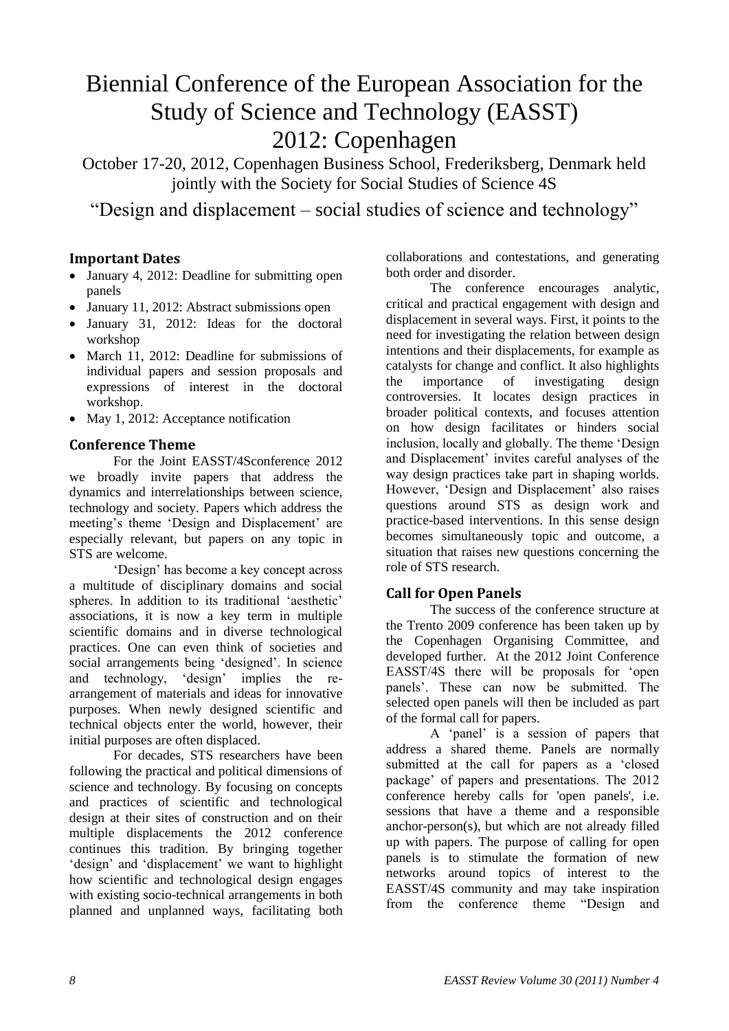# Biennial Conference of the European Association for the Study of Science and Technology (EASST) 2012: Copenhagen

October 17-20, 2012, Copenhagen Business School, Frederiksberg, Denmark held jointly with the Society for Social Studies of Science 4S

"Design and displacement – social studies of science and technology"

## Important Dates

- January 4, 2012: Deadline for submitting open panels
- January 11, 2012: Abstract submissions open
- January 31, 2012: Ideas for the doctoral workshop
- March 11, 2012: Deadline for submissions of individual papers and session proposals and expressions of interest in the doctoral workshop.
- May 1, 2012: Acceptance notification

## Conference Theme

For the Joint EASST/4Sconference 2012 we broadly invite papers that address the dynamics and interrelationships between science, technology and society. Papers which address the meeting's theme 'Design and Displacement' are especially relevant, but papers on any topic in STS are welcome.

'Design' has become a key concept across a multitude of disciplinary domains and social spheres. In addition to its traditional 'aesthetic' associations, it is now a key term in multiple scientific domains and in diverse technological practices. One can even think of societies and social arrangements being 'designed'. In science and technology, 'design' implies the re-arrangement of materials and ideas for innovative purposes. When newly designed scientific and technical objects enter the world, however, their initial purposes are often displaced.

For decades, STS researchers have been following the practical and political dimensions of science and technology. By focusing on concepts and practices of scientific and technological design at their sites of construction and on their multiple displacements the 2012 conference continues this tradition. By bringing together 'design' and 'displacement' we want to highlight how scientific and technological design engages with existing socio-technical arrangements in both planned and unplanned ways, facilitating both collaborations and contestations, and generating both order and disorder.

The conference encourages analytic, critical and practical engagement with design and displacement in several ways. First, it points to the need for investigating the relation between design intentions and their displacements, for example as catalysts for change and conflict. It also highlights the importance of investigating design controversies. It locates design practices in broader political contexts, and focuses attention on how design facilitates or hinders social inclusion, locally and globally. The theme 'Design and Displacement' invites careful analyses of the way design practices take part in shaping worlds. However, 'Design and Displacement' also raises questions around STS as design work and practice-based interventions. In this sense design becomes simultaneously topic and outcome, a situation that raises new questions concerning the role of STS research.

## Call for Open Panels

The success of the conference structure at the Trento 2009 conference has been taken up by the Copenhagen Organising Committee, and developed further. At the 2012 Joint Conference EASST/4S there will be proposals for 'open panels'. These can now be submitted. The selected open panels will then be included as part of the formal call for papers.

A 'panel' is a session of papers that address a shared theme. Panels are normally submitted at the call for papers as a 'closed package' of papers and presentations. The 2012 conference hereby calls for 'open panels', i.e. sessions that have a theme and a responsible anchor-person(s), but which are not already filled up with papers. The purpose of calling for open panels is to stimulate the formation of new networks around topics of interest to the EASST/4S community and may take inspiration from the conference theme "Design and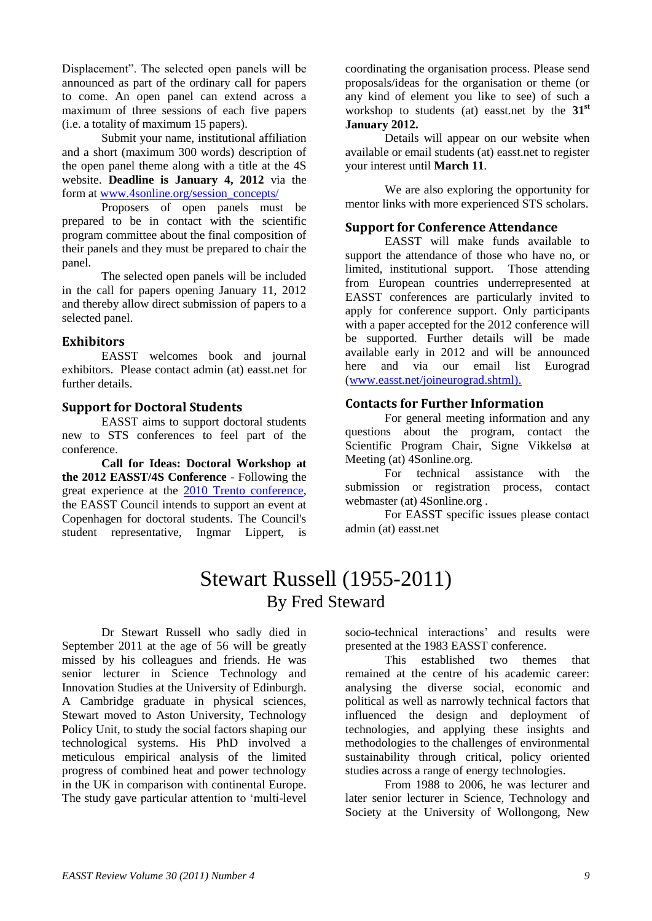Displacement". The selected open panels will be announced as part of the ordinary call for papers to come. An open panel can extend across a maximum of three sessions of each five papers (i.e. a totality of maximum 15 papers).

Submit your name, institutional affiliation and a short (maximum 300 words) description of the open panel theme along with a title at the 4S website. **Deadline is January 4, 2012** via the form at [www.4sonline.org/session_concepts/](www.4sonline.org/session_concepts/)

Proposers of open panels must be prepared to be in contact with the scientific program committee about the final composition of their panels and they must be prepared to chair the panel.

The selected open panels will be included in the call for papers opening January 11, 2012 and thereby allow direct submission of papers to a selected panel.

## Exhibitors

EASST welcomes book and journal exhibitors. Please contact admin (at) easst.net for further details.

## Support for Doctoral Students

EASST aims to support doctoral students new to STS conferences to feel part of the conference.

**Call for Ideas: Doctoral Workshop at the 2012 EASST/4S Conference** - Following the great experience at the 2010 Trento conference, the EASST Council intends to support an event at Copenhagen for doctoral students. The Council's student representative, Ingmar Lippert, is coordinating the organisation process. Please send proposals/ideas for the organisation or theme (or any kind of element you like to see) of such a workshop to students (at) easst.net by the **31st January 2012.**

Details will appear on our website when available or email students (at) easst.net to register your interest until **March 11**.

We are also exploring the opportunity for mentor links with more experienced STS scholars.

## Support for Conference Attendance

EASST will make funds available to support the attendance of those who have no, or limited, institutional support. Those attending from European countries underrepresented at EASST conferences are particularly invited to apply for conference support. Only participants with a paper accepted for the 2012 conference will be supported. Further details will be made available early in 2012 and will be announced here and via our email list Eurograd ([www.easst.net/joineurograd.shtml](www.easst.net/joineurograd.shtml)).

## Contacts for Further Information

For general meeting information and any questions about the program, contact the Scientific Program Chair, Signe Vikkelsø at Meeting (at) 4Sonline.org.

For technical assistance with the submission or registration process, contact webmaster (at) 4Sonline.org .

For EASST specific issues please contact admin (at) easst.net

# Stewart Russell (1955-2011)

### By Fred Steward

Dr Stewart Russell who sadly died in September 2011 at the age of 56 will be greatly missed by his colleagues and friends. He was senior lecturer in Science Technology and Innovation Studies at the University of Edinburgh. A Cambridge graduate in physical sciences, Stewart moved to Aston University, Technology Policy Unit, to study the social factors shaping our technological systems. His PhD involved a meticulous empirical analysis of the limited progress of combined heat and power technology in the UK in comparison with continental Europe. The study gave particular attention to 'multi-level socio-technical interactions' and results were presented at the 1983 EASST conference.

This established two themes that remained at the centre of his academic career: analysing the diverse social, economic and political as well as narrowly technical factors that influenced the design and deployment of technologies, and applying these insights and methodologies to the challenges of environmental sustainability through critical, policy oriented studies across a range of energy technologies.

From 1988 to 2006, he was lecturer and later senior lecturer in Science, Technology and Society at the University of Wollongong, New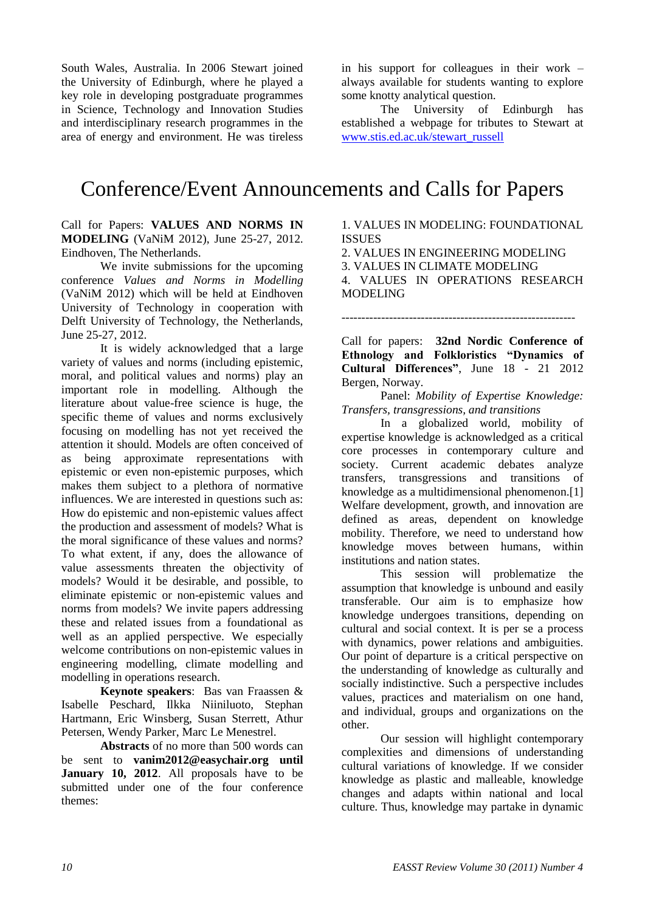South Wales, Australia. In 2006 Stewart joined the University of Edinburgh, where he played a key role in developing postgraduate programmes in Science, Technology and Innovation Studies and interdisciplinary research programmes in the area of energy and environment. He was tireless in his support for colleagues in their work – always available for students wanting to explore some knotty analytical question.

The University of Edinburgh has established a webpage for tributes to Stewart at www.stis.ed.ac.uk/stewart_russell

# Conference/Event Announcements and Calls for Papers

Call for Papers: **VALUES AND NORMS IN MODELING** (VaNiM 2012), June 25-27, 2012. Eindhoven, The Netherlands.

We invite submissions for the upcoming conference *Values and Norms in Modelling* (VaNiM 2012) which will be held at Eindhoven University of Technology in cooperation with Delft University of Technology, the Netherlands, June 25-27, 2012.

It is widely acknowledged that a large variety of values and norms (including epistemic, moral, and political values and norms) play an important role in modelling. Although the literature about value-free science is huge, the specific theme of values and norms exclusively focusing on modelling has not yet received the attention it should. Models are often conceived of as being approximate representations with epistemic or even non-epistemic purposes, which makes them subject to a plethora of normative influences. We are interested in questions such as: How do epistemic and non-epistemic values affect the production and assessment of models? What is the moral significance of these values and norms? To what extent, if any, does the allowance of value assessments threaten the objectivity of models? Would it be desirable, and possible, to eliminate epistemic or non-epistemic values and norms from models? We invite papers addressing these and related issues from a foundational as well as an applied perspective. We especially welcome contributions on non-epistemic values in engineering modelling, climate modelling and modelling in operations research.

**Keynote speakers**: Bas van Fraassen & Isabelle Peschard, Ilkka Niiniluoto, Stephan Hartmann, Eric Winsberg, Susan Sterrett, Athur Petersen, Wendy Parker, Marc Le Menestrel.

**Abstracts** of no more than 500 words can be sent to **vanim2012@easychair.org until January 10, 2012**. All proposals have to be submitted under one of the four conference themes:

1. VALUES IN MODELING: FOUNDATIONAL ISSUES
2. VALUES IN ENGINEERING MODELING
3. VALUES IN CLIMATE MODELING
4. VALUES IN OPERATIONS RESEARCH MODELING

-----------------------------------------------------------

Call for papers: **32nd Nordic Conference of Ethnology and Folkloristics "Dynamics of Cultural Differences"**, June 18 - 21 2012 Bergen, Norway.

Panel: *Mobility of Expertise Knowledge: Transfers, transgressions, and transitions*

In a globalized world, mobility of expertise knowledge is acknowledged as a critical core processes in contemporary culture and society. Current academic debates analyze transfers, transgressions and transitions of knowledge as a multidimensional phenomenon.[1] Welfare development, growth, and innovation are defined as areas, dependent on knowledge mobility. Therefore, we need to understand how knowledge moves between humans, within institutions and nation states.

This session will problematize the assumption that knowledge is unbound and easily transferable. Our aim is to emphasize how knowledge undergoes transitions, depending on cultural and social context. It is per se a process with dynamics, power relations and ambiguities. Our point of departure is a critical perspective on the understanding of knowledge as culturally and socially indistinctive. Such a perspective includes values, practices and materialism on one hand, and individual, groups and organizations on the other.

Our session will highlight contemporary complexities and dimensions of understanding cultural variations of knowledge. If we consider knowledge as plastic and malleable, knowledge changes and adapts within national and local culture. Thus, knowledge may partake in dynamic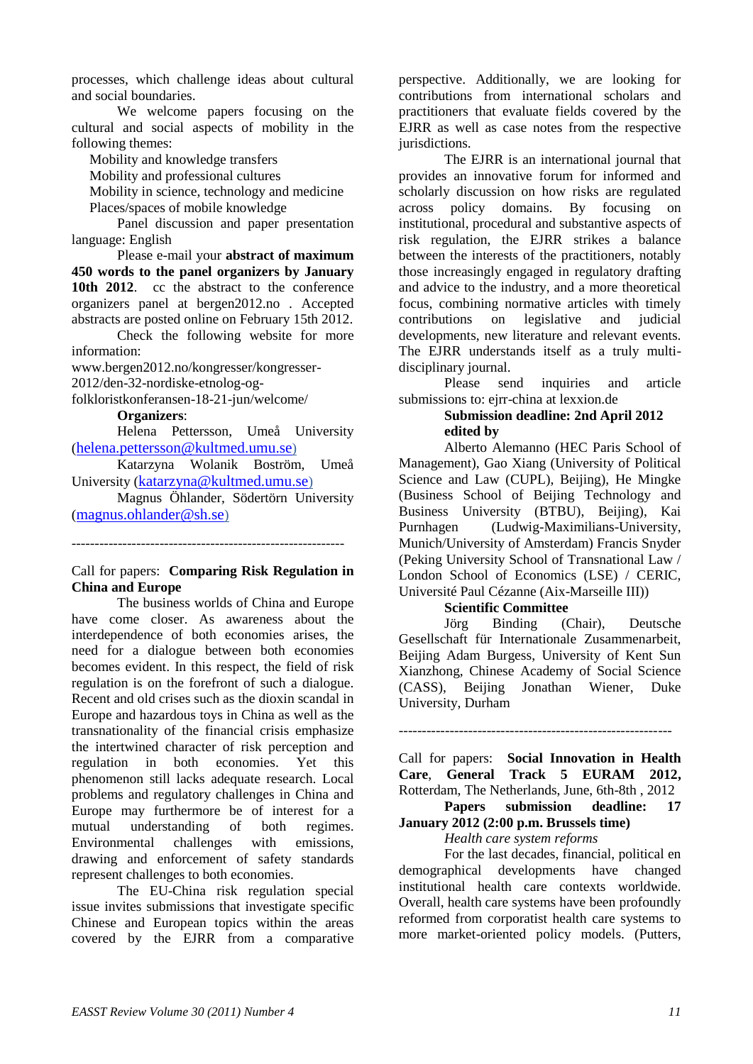processes, which challenge ideas about cultural and social boundaries.

We welcome papers focusing on the cultural and social aspects of mobility in the following themes:

Mobility and knowledge transfers
Mobility and professional cultures
Mobility in science, technology and medicine
Places/spaces of mobile knowledge

Panel discussion and paper presentation language: English

Please e-mail your **abstract of maximum 450 words to the panel organizers by January 10th 2012**. cc the abstract to the conference organizers panel at bergen2012.no . Accepted abstracts are posted online on February 15th 2012.

Check the following website for more information:
www.bergen2012.no/kongresser/kongresser-2012/den-32-nordiske-etnolog-og-folkloristkonferansen-18-21-jun/welcome/

**Organizers**:

Helena Pettersson, Umeå University (helena.pettersson@kultmed.umu.se)

Katarzyna Wolanik Boström, Umeå University (katarzyna@kultmed.umu.se)

Magnus Öhlander, Södertörn University (magnus.ohlander@sh.se)

-----------------------------------------------------------

Call for papers: **Comparing Risk Regulation in China and Europe**

The business worlds of China and Europe have come closer. As awareness about the interdependence of both economies arises, the need for a dialogue between both economies becomes evident. In this respect, the field of risk regulation is on the forefront of such a dialogue. Recent and old crises such as the dioxin scandal in Europe and hazardous toys in China as well as the transnationality of the financial crisis emphasize the intertwined character of risk perception and regulation in both economies. Yet this phenomenon still lacks adequate research. Local problems and regulatory challenges in China and Europe may furthermore be of interest for a mutual understanding of both regimes. Environmental challenges with emissions, drawing and enforcement of safety standards represent challenges to both economies.

The EU-China risk regulation special issue invites submissions that investigate specific Chinese and European topics within the areas covered by the EJRR from a comparative perspective. Additionally, we are looking for contributions from international scholars and practitioners that evaluate fields covered by the EJRR as well as case notes from the respective jurisdictions.

The EJRR is an international journal that provides an innovative forum for informed and scholarly discussion on how risks are regulated across policy domains. By focusing on institutional, procedural and substantive aspects of risk regulation, the EJRR strikes a balance between the interests of the practitioners, notably those increasingly engaged in regulatory drafting and advice to the industry, and a more theoretical focus, combining normative articles with timely contributions on legislative and judicial developments, new literature and relevant events. The EJRR understands itself as a truly multi-disciplinary journal.

Please send inquiries and article submissions to: ejrr-china at lexxion.de

**Submission deadline: 2nd April 2012**

**edited by**

Alberto Alemanno (HEC Paris School of Management), Gao Xiang (University of Political Science and Law (CUPL), Beijing), He Mingke (Business School of Beijing Technology and Business University (BTBU), Beijing), Kai Purnhagen (Ludwig-Maximilians-University, Munich/University of Amsterdam) Francis Snyder (Peking University School of Transnational Law / London School of Economics (LSE) / CERIC, Université Paul Cézanne (Aix-Marseille III))

**Scientific Committee**

Jörg Binding (Chair), Deutsche Gesellschaft für Internationale Zusammenarbeit, Beijing Adam Burgess, University of Kent Sun Xianzhong, Chinese Academy of Social Science (CASS), Beijing Jonathan Wiener, Duke University, Durham

-----------------------------------------------------------

Call for papers: **Social Innovation in Health Care**, **General Track 5 EURAM 2012,** Rotterdam, The Netherlands, June, 6th-8th , 2012

**Papers submission deadline: 17 January 2012 (2:00 p.m. Brussels time)**

*Health care system reforms*

For the last decades, financial, political en demographical developments have changed institutional health care contexts worldwide. Overall, health care systems have been profoundly reformed from corporatist health care systems to more market-oriented policy models. (Putters,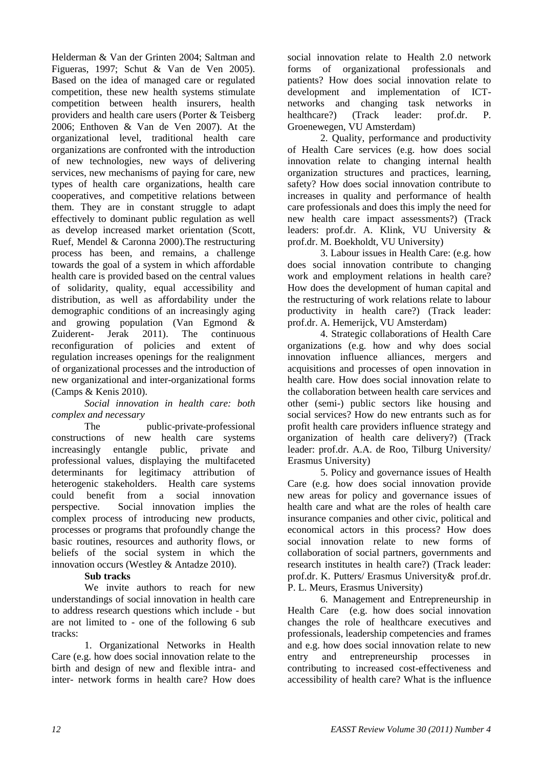Helderman & Van der Grinten 2004; Saltman and Figueras, 1997; Schut & Van de Ven 2005). Based on the idea of managed care or regulated competition, these new health systems stimulate competition between health insurers, health providers and health care users (Porter & Teisberg 2006; Enthoven & Van de Ven 2007). At the organizational level, traditional health care organizations are confronted with the introduction of new technologies, new ways of delivering services, new mechanisms of paying for care, new types of health care organizations, health care cooperatives, and competitive relations between them. They are in constant struggle to adapt effectively to dominant public regulation as well as develop increased market orientation (Scott, Ruef, Mendel & Caronna 2000).The restructuring process has been, and remains, a challenge towards the goal of a system in which affordable health care is provided based on the central values of solidarity, quality, equal accessibility and distribution, as well as affordability under the demographic conditions of an increasingly aging and growing population (Van Egmond & Zuiderent- Jerak 2011). The continuous reconfiguration of policies and extent of regulation increases openings for the realignment of organizational processes and the introduction of new organizational and inter-organizational forms (Camps & Kenis 2010).

*Social innovation in health care: both complex and necessary*

The public-private-professional constructions of new health care systems increasingly entangle public, private and professional values, displaying the multifaceted determinants for legitimacy attribution of heterogenic stakeholders. Health care systems could benefit from a social innovation perspective. Social innovation implies the complex process of introducing new products, processes or programs that profoundly change the basic routines, resources and authority flows, or beliefs of the social system in which the innovation occurs (Westley & Antadze 2010).

**Sub tracks**

We invite authors to reach for new understandings of social innovation in health care to address research questions which include - but are not limited to - one of the following 6 sub tracks:

1. Organizational Networks in Health Care (e.g. how does social innovation relate to the birth and design of new and flexible intra- and inter- network forms in health care? How does social innovation relate to Health 2.0 network forms of organizational professionals and patients? How does social innovation relate to development and implementation of ICT-networks and changing task networks in healthcare?) (Track leader: prof.dr. P. Groenewegen, VU Amsterdam)

2. Quality, performance and productivity of Health Care services (e.g. how does social innovation relate to changing internal health organization structures and practices, learning, safety? How does social innovation contribute to increases in quality and performance of health care professionals and does this imply the need for new health care impact assessments?) (Track leaders: prof.dr. A. Klink, VU University & prof.dr. M. Boekholdt, VU University)

3. Labour issues in Health Care: (e.g. how does social innovation contribute to changing work and employment relations in health care? How does the development of human capital and the restructuring of work relations relate to labour productivity in health care?) (Track leader: prof.dr. A. Hemerijck, VU Amsterdam)

4. Strategic collaborations of Health Care organizations (e.g. how and why does social innovation influence alliances, mergers and acquisitions and processes of open innovation in health care. How does social innovation relate to the collaboration between health care services and other (semi-) public sectors like housing and social services? How do new entrants such as for profit health care providers influence strategy and organization of health care delivery?) (Track leader: prof.dr. A.A. de Roo, Tilburg University/ Erasmus University)

5. Policy and governance issues of Health Care (e.g. how does social innovation provide new areas for policy and governance issues of health care and what are the roles of health care insurance companies and other civic, political and economical actors in this process? How does social innovation relate to new forms of collaboration of social partners, governments and research institutes in health care?) (Track leader: prof.dr. K. Putters/ Erasmus University& prof.dr. P. L. Meurs, Erasmus University)

6. Management and Entrepreneurship in Health Care (e.g. how does social innovation changes the role of healthcare executives and professionals, leadership competencies and frames and e.g. how does social innovation relate to new entry and entrepreneurship processes in contributing to increased cost-effectiveness and accessibility of health care? What is the influence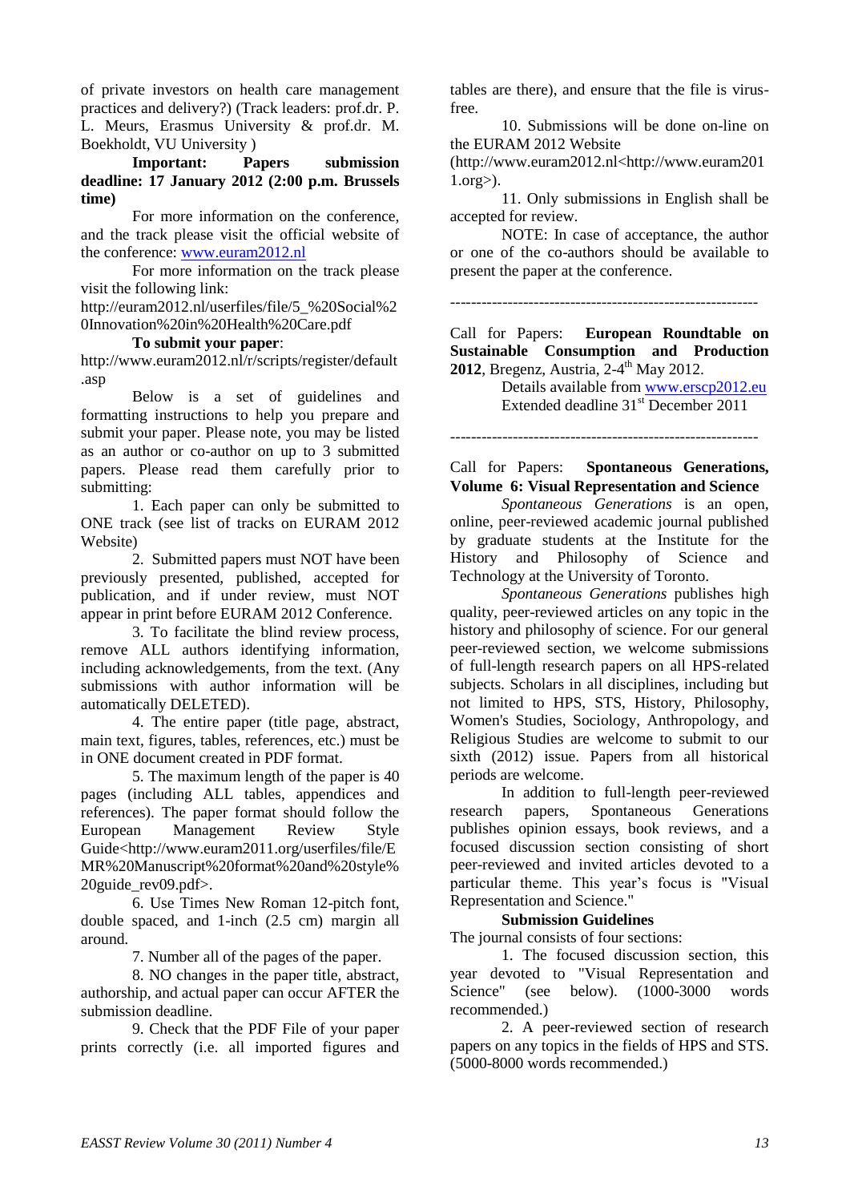of private investors on health care management practices and delivery?) (Track leaders: prof.dr. P. L. Meurs, Erasmus University & prof.dr. M. Boekholdt, VU University )

**Important: Papers submission deadline: 17 January 2012 (2:00 p.m. Brussels time)**

For more information on the conference, and the track please visit the official website of the conference: www.euram2012.nl

For more information on the track please visit the following link: http://euram2012.nl/userfiles/file/5_%20Social%20Innovation%20in%20Health%20Care.pdf

**To submit your paper**: http://www.euram2012.nl/r/scripts/register/default.asp

Below is a set of guidelines and formatting instructions to help you prepare and submit your paper. Please note, you may be listed as an author or co-author on up to 3 submitted papers. Please read them carefully prior to submitting:

1. Each paper can only be submitted to ONE track (see list of tracks on EURAM 2012 Website)

2. Submitted papers must NOT have been previously presented, published, accepted for publication, and if under review, must NOT appear in print before EURAM 2012 Conference.

3. To facilitate the blind review process, remove ALL authors identifying information, including acknowledgements, from the text. (Any submissions with author information will be automatically DELETED).

4. The entire paper (title page, abstract, main text, figures, tables, references, etc.) must be in ONE document created in PDF format.

5. The maximum length of the paper is 40 pages (including ALL tables, appendices and references). The paper format should follow the European Management Review Style Guide<http://www.euram2011.org/userfiles/file/EMR%20Manuscript%20format%20and%20style%20guide_rev09.pdf>.

6. Use Times New Roman 12-pitch font, double spaced, and 1-inch (2.5 cm) margin all around.

7. Number all of the pages of the paper.

8. NO changes in the paper title, abstract, authorship, and actual paper can occur AFTER the submission deadline.

9. Check that the PDF File of your paper prints correctly (i.e. all imported figures and tables are there), and ensure that the file is virus-free.

10. Submissions will be done on-line on the EURAM 2012 Website (http://www.euram2012.nl<http://www.euram2011.org>).

11. Only submissions in English shall be accepted for review.

NOTE: In case of acceptance, the author or one of the co-authors should be available to present the paper at the conference.

-----------------------------------------------------------

Call for Papers: **European Roundtable on Sustainable Consumption and Production 2012**, Bregenz, Austria, 2-4th May 2012.

Details available from www.erscp2012.eu

Extended deadline 31st December 2011

-----------------------------------------------------------

Call for Papers: **Spontaneous Generations, Volume 6: Visual Representation and Science**

*Spontaneous Generations* is an open, online, peer-reviewed academic journal published by graduate students at the Institute for the History and Philosophy of Science and Technology at the University of Toronto.

*Spontaneous Generations* publishes high quality, peer-reviewed articles on any topic in the history and philosophy of science. For our general peer-reviewed section, we welcome submissions of full-length research papers on all HPS-related subjects. Scholars in all disciplines, including but not limited to HPS, STS, History, Philosophy, Women's Studies, Sociology, Anthropology, and Religious Studies are welcome to submit to our sixth (2012) issue. Papers from all historical periods are welcome.

In addition to full-length peer-reviewed research papers, Spontaneous Generations publishes opinion essays, book reviews, and a focused discussion section consisting of short peer-reviewed and invited articles devoted to a particular theme. This year's focus is "Visual Representation and Science."

**Submission Guidelines**

The journal consists of four sections:

1. The focused discussion section, this year devoted to "Visual Representation and Science" (see below). (1000-3000 words recommended.)

2. A peer-reviewed section of research papers on any topics in the fields of HPS and STS. (5000-8000 words recommended.)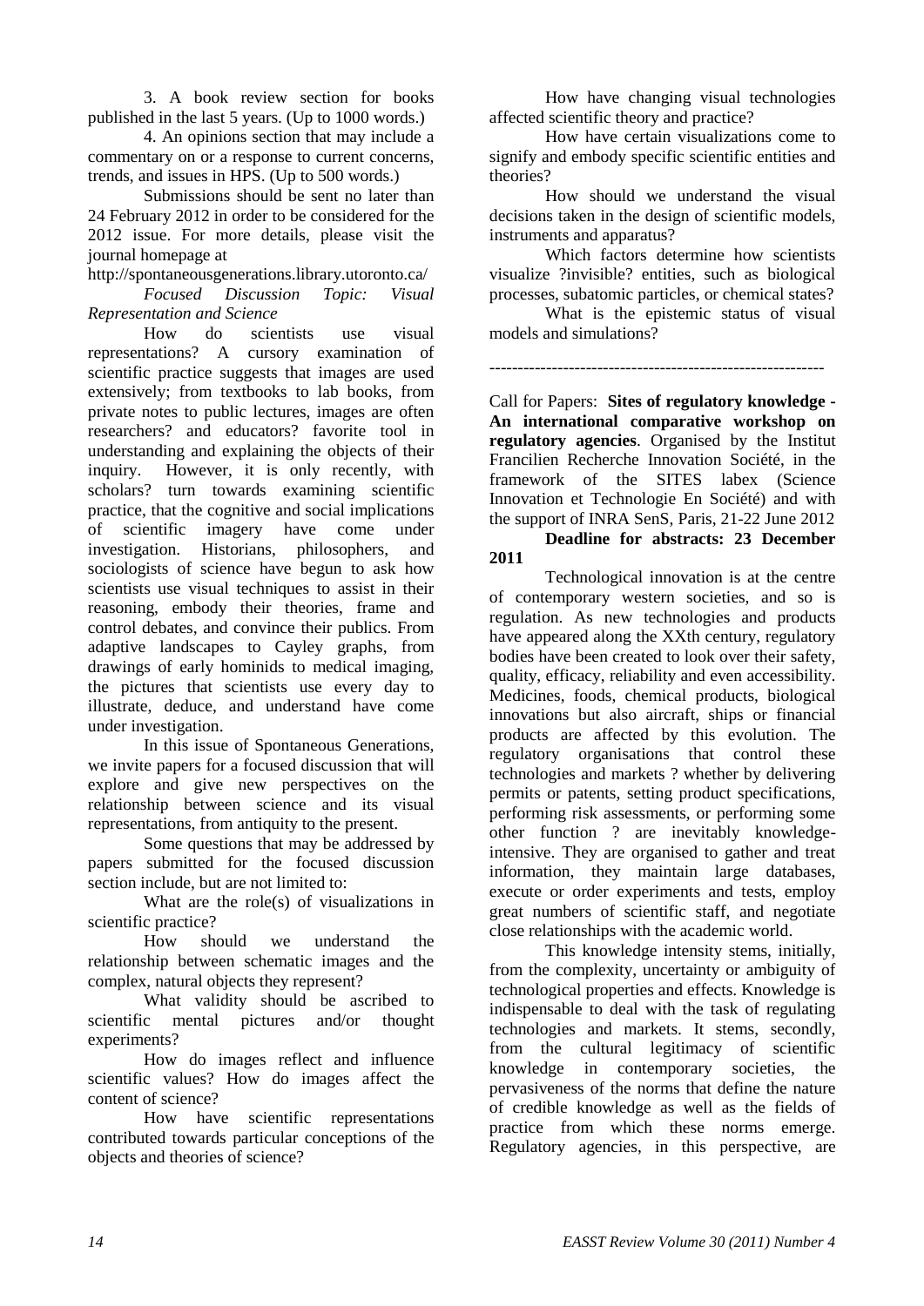3. A book review section for books published in the last 5 years. (Up to 1000 words.)

4. An opinions section that may include a commentary on or a response to current concerns, trends, and issues in HPS. (Up to 500 words.)

Submissions should be sent no later than 24 February 2012 in order to be considered for the 2012 issue. For more details, please visit the journal homepage at

http://spontaneousgenerations.library.utoronto.ca/

*Focused Discussion Topic: Visual Representation and Science*

How do scientists use visual representations? A cursory examination of scientific practice suggests that images are used extensively; from textbooks to lab books, from private notes to public lectures, images are often researchers? and educators? favorite tool in understanding and explaining the objects of their inquiry. However, it is only recently, with scholars? turn towards examining scientific practice, that the cognitive and social implications of scientific imagery have come under investigation. Historians, philosophers, and sociologists of science have begun to ask how scientists use visual techniques to assist in their reasoning, embody their theories, frame and control debates, and convince their publics. From adaptive landscapes to Cayley graphs, from drawings of early hominids to medical imaging, the pictures that scientists use every day to illustrate, deduce, and understand have come under investigation.

In this issue of Spontaneous Generations, we invite papers for a focused discussion that will explore and give new perspectives on the relationship between science and its visual representations, from antiquity to the present.

Some questions that may be addressed by papers submitted for the focused discussion section include, but are not limited to:

What are the role(s) of visualizations in scientific practice?

How should we understand the relationship between schematic images and the complex, natural objects they represent?

What validity should be ascribed to scientific mental pictures and/or thought experiments?

How do images reflect and influence scientific values? How do images affect the content of science?

How have scientific representations contributed towards particular conceptions of the objects and theories of science?

How have changing visual technologies affected scientific theory and practice?

How have certain visualizations come to signify and embody specific scientific entities and theories?

How should we understand the visual decisions taken in the design of scientific models, instruments and apparatus?

Which factors determine how scientists visualize ?invisible? entities, such as biological processes, subatomic particles, or chemical states?

What is the epistemic status of visual models and simulations?

-----------------------------------------------------------

Call for Papers: **Sites of regulatory knowledge - An international comparative workshop on regulatory agencies**. Organised by the Institut Francilien Recherche Innovation Société, in the framework of the SITES labex (Science Innovation et Technologie En Société) and with the support of INRA SenS, Paris, 21-22 June 2012

**Deadline for abstracts: 23 December 2011**

Technological innovation is at the centre of contemporary western societies, and so is regulation. As new technologies and products have appeared along the XXth century, regulatory bodies have been created to look over their safety, quality, efficacy, reliability and even accessibility. Medicines, foods, chemical products, biological innovations but also aircraft, ships or financial products are affected by this evolution. The regulatory organisations that control these technologies and markets ? whether by delivering permits or patents, setting product specifications, performing risk assessments, or performing some other function ? are inevitably knowledge-intensive. They are organised to gather and treat information, they maintain large databases, execute or order experiments and tests, employ great numbers of scientific staff, and negotiate close relationships with the academic world.

This knowledge intensity stems, initially, from the complexity, uncertainty or ambiguity of technological properties and effects. Knowledge is indispensable to deal with the task of regulating technologies and markets. It stems, secondly, from the cultural legitimacy of scientific knowledge in contemporary societies, the pervasiveness of the norms that define the nature of credible knowledge as well as the fields of practice from which these norms emerge. Regulatory agencies, in this perspective, are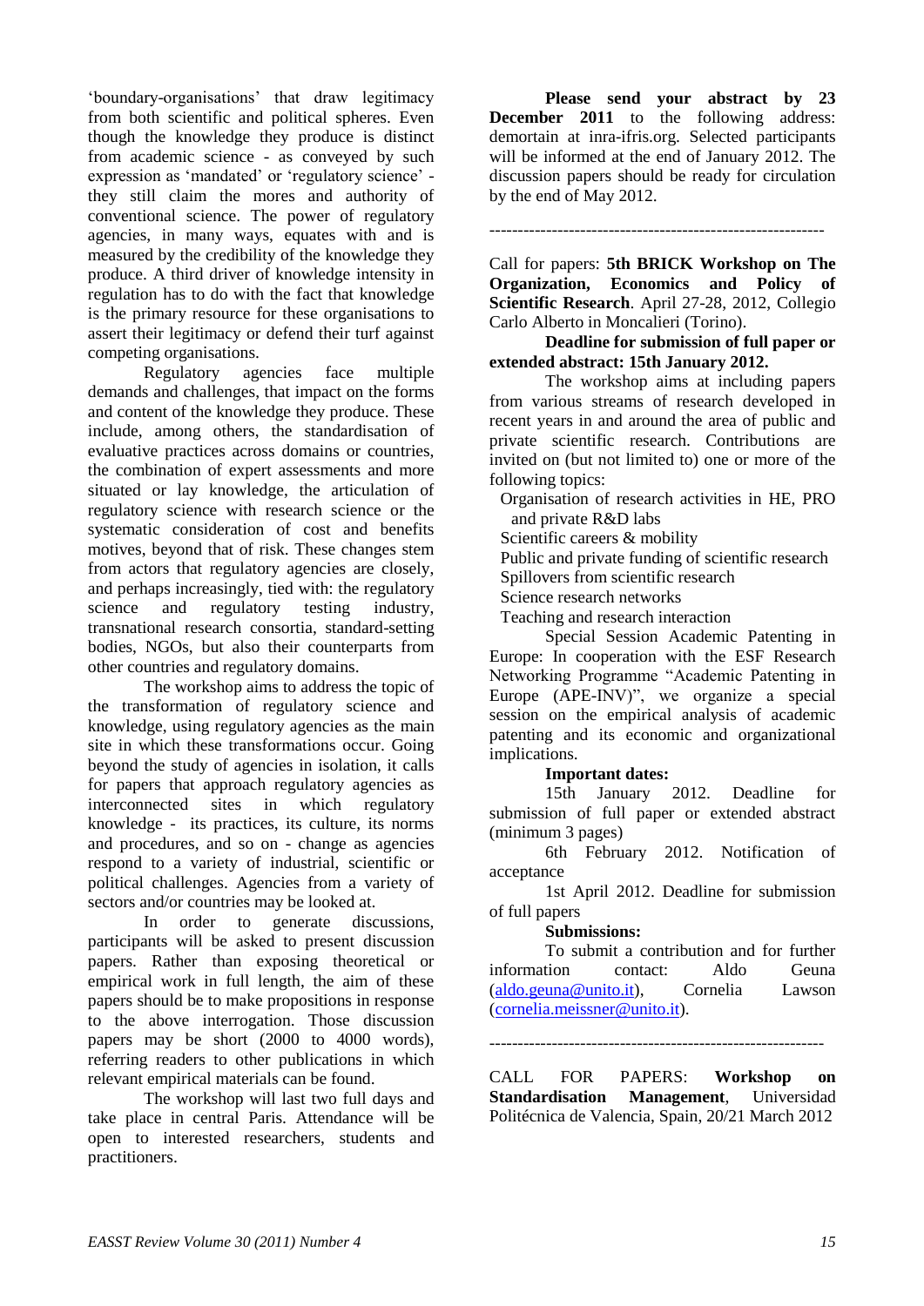'boundary-organisations' that draw legitimacy from both scientific and political spheres. Even though the knowledge they produce is distinct from academic science - as conveyed by such expression as 'mandated' or 'regulatory science' - they still claim the mores and authority of conventional science. The power of regulatory agencies, in many ways, equates with and is measured by the credibility of the knowledge they produce. A third driver of knowledge intensity in regulation has to do with the fact that knowledge is the primary resource for these organisations to assert their legitimacy or defend their turf against competing organisations.

Regulatory agencies face multiple demands and challenges, that impact on the forms and content of the knowledge they produce. These include, among others, the standardisation of evaluative practices across domains or countries, the combination of expert assessments and more situated or lay knowledge, the articulation of regulatory science with research science or the systematic consideration of cost and benefits motives, beyond that of risk. These changes stem from actors that regulatory agencies are closely, and perhaps increasingly, tied with: the regulatory science and regulatory testing industry, transnational research consortia, standard-setting bodies, NGOs, but also their counterparts from other countries and regulatory domains.

The workshop aims to address the topic of the transformation of regulatory science and knowledge, using regulatory agencies as the main site in which these transformations occur. Going beyond the study of agencies in isolation, it calls for papers that approach regulatory agencies as interconnected sites in which regulatory knowledge - its practices, its culture, its norms and procedures, and so on - change as agencies respond to a variety of industrial, scientific or political challenges. Agencies from a variety of sectors and/or countries may be looked at.

In order to generate discussions, participants will be asked to present discussion papers. Rather than exposing theoretical or empirical work in full length, the aim of these papers should be to make propositions in response to the above interrogation. Those discussion papers may be short (2000 to 4000 words), referring readers to other publications in which relevant empirical materials can be found.

The workshop will last two full days and take place in central Paris. Attendance will be open to interested researchers, students and practitioners.

**Please send your abstract by 23 December 2011** to the following address: demortain at inra-ifris.org. Selected participants will be informed at the end of January 2012. The discussion papers should be ready for circulation by the end of May 2012.

-----------------------------------------------------------

Call for papers: **5th BRICK Workshop on The Organization, Economics and Policy of Scientific Research**. April 27-28, 2012, Collegio Carlo Alberto in Moncalieri (Torino).

**Deadline for submission of full paper or extended abstract: 15th January 2012.**

The workshop aims at including papers from various streams of research developed in recent years in and around the area of public and private scientific research. Contributions are invited on (but not limited to) one or more of the following topics:

- Organisation of research activities in HE, PRO and private R&D labs
- Scientific careers & mobility
- Public and private funding of scientific research
- Spillovers from scientific research
- Science research networks
- Teaching and research interaction

Special Session Academic Patenting in Europe: In cooperation with the ESF Research Networking Programme "Academic Patenting in Europe (APE-INV)", we organize a special session on the empirical analysis of academic patenting and its economic and organizational implications.

**Important dates:**

15th January 2012. Deadline for submission of full paper or extended abstract (minimum 3 pages)

6th February 2012. Notification of acceptance

1st April 2012. Deadline for submission of full papers

**Submissions:**

To submit a contribution and for further information contact: Aldo Geuna (aldo.geuna@unito.it), Cornelia Lawson (cornelia.meissner@unito.it).

-----------------------------------------------------------

CALL FOR PAPERS: **Workshop on Standardisation Management**, Universidad Politécnica de Valencia, Spain, 20/21 March 2012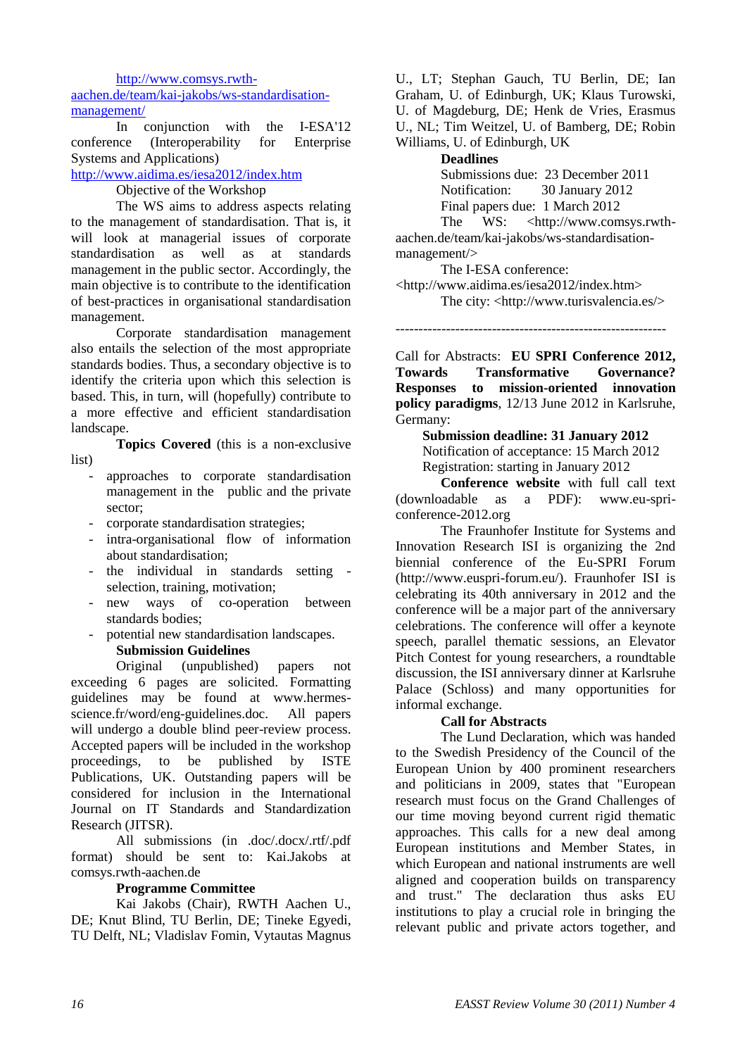http://www.comsys.rwth-aachen.de/team/kai-jakobs/ws-standardisation-management/

In conjunction with the I-ESA'12 conference (Interoperability for Enterprise Systems and Applications)
http://www.aidima.es/iesa2012/index.htm

Objective of the Workshop

The WS aims to address aspects relating to the management of standardisation. That is, it will look at managerial issues of corporate standardisation as well as at standards management in the public sector. Accordingly, the main objective is to contribute to the identification of best-practices in organisational standardisation management.

Corporate standardisation management also entails the selection of the most appropriate standards bodies. Thus, a secondary objective is to identify the criteria upon which this selection is based. This, in turn, will (hopefully) contribute to a more effective and efficient standardisation landscape.

**Topics Covered** (this is a non-exclusive list)

- approaches to corporate standardisation management in the public and the private sector;
- corporate standardisation strategies;
- intra-organisational flow of information about standardisation;
- the individual in standards setting - selection, training, motivation;
- new ways of co-operation between standards bodies;
- potential new standardisation landscapes.

**Submission Guidelines**

Original (unpublished) papers not exceeding 6 pages are solicited. Formatting guidelines may be found at www.hermes-science.fr/word/eng-guidelines.doc. All papers will undergo a double blind peer-review process. Accepted papers will be included in the workshop proceedings, to be published by ISTE Publications, UK. Outstanding papers will be considered for inclusion in the International Journal on IT Standards and Standardization Research (JITSR).

All submissions (in .doc/.docx/.rtf/.pdf format) should be sent to: Kai.Jakobs at comsys.rwth-aachen.de

**Programme Committee**

Kai Jakobs (Chair), RWTH Aachen U., DE; Knut Blind, TU Berlin, DE; Tineke Egyedi, TU Delft, NL; Vladislav Fomin, Vytautas Magnus U., LT; Stephan Gauch, TU Berlin, DE; Ian Graham, U. of Edinburgh, UK; Klaus Turowski, U. of Magdeburg, DE; Henk de Vries, Erasmus U., NL; Tim Weitzel, U. of Bamberg, DE; Robin Williams, U. of Edinburgh, UK

**Deadlines**

Submissions due: 23 December 2011
Notification: 30 January 2012
Final papers due: 1 March 2012

The WS: <http://www.comsys.rwth-aachen.de/team/kai-jakobs/ws-standardisation-management/>

The I-ESA conference: <http://www.aidima.es/iesa2012/index.htm>

The city: <http://www.turisvalencia.es/>

------------------------------------------------------------

Call for Abstracts: **EU SPRI Conference 2012, Towards Transformative Governance? Responses to mission-oriented innovation policy paradigms**, 12/13 June 2012 in Karlsruhe, Germany:

**Submission deadline: 31 January 2012**
Notification of acceptance: 15 March 2012
Registration: starting in January 2012

**Conference website** with full call text (downloadable as a PDF): www.eu-spri-conference-2012.org

The Fraunhofer Institute for Systems and Innovation Research ISI is organizing the 2nd biennial conference of the Eu-SPRI Forum (http://www.euspri-forum.eu/). Fraunhofer ISI is celebrating its 40th anniversary in 2012 and the conference will be a major part of the anniversary celebrations. The conference will offer a keynote speech, parallel thematic sessions, an Elevator Pitch Contest for young researchers, a roundtable discussion, the ISI anniversary dinner at Karlsruhe Palace (Schloss) and many opportunities for informal exchange.

**Call for Abstracts**

The Lund Declaration, which was handed to the Swedish Presidency of the Council of the European Union by 400 prominent researchers and politicians in 2009, states that "European research must focus on the Grand Challenges of our time moving beyond current rigid thematic approaches. This calls for a new deal among European institutions and Member States, in which European and national instruments are well aligned and cooperation builds on transparency and trust." The declaration thus asks EU institutions to play a crucial role in bringing the relevant public and private actors together, and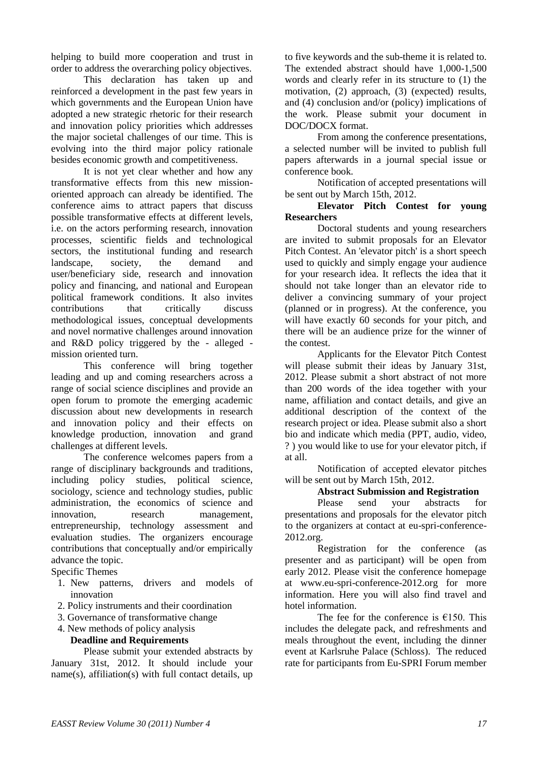helping to build more cooperation and trust in order to address the overarching policy objectives.

This declaration has taken up and reinforced a development in the past few years in which governments and the European Union have adopted a new strategic rhetoric for their research and innovation policy priorities which addresses the major societal challenges of our time. This is evolving into the third major policy rationale besides economic growth and competitiveness.

It is not yet clear whether and how any transformative effects from this new mission-oriented approach can already be identified. The conference aims to attract papers that discuss possible transformative effects at different levels, i.e. on the actors performing research, innovation processes, scientific fields and technological sectors, the institutional funding and research landscape, society, the demand and user/beneficiary side, research and innovation policy and financing, and national and European political framework conditions. It also invites contributions that critically discuss methodological issues, conceptual developments and novel normative challenges around innovation and R&D policy triggered by the - alleged - mission oriented turn.

This conference will bring together leading and up and coming researchers across a range of social science disciplines and provide an open forum to promote the emerging academic discussion about new developments in research and innovation policy and their effects on knowledge production, innovation and grand challenges at different levels.

The conference welcomes papers from a range of disciplinary backgrounds and traditions, including policy studies, political science, sociology, science and technology studies, public administration, the economics of science and innovation, research management, entrepreneurship, technology assessment and evaluation studies. The organizers encourage contributions that conceptually and/or empirically advance the topic.

Specific Themes

1. New patterns, drivers and models of innovation
2. Policy instruments and their coordination
3. Governance of transformative change
4. New methods of policy analysis

**Deadline and Requirements**

Please submit your extended abstracts by January 31st, 2012. It should include your name(s), affiliation(s) with full contact details, up to five keywords and the sub-theme it is related to. The extended abstract should have 1,000-1,500 words and clearly refer in its structure to (1) the motivation, (2) approach, (3) (expected) results, and (4) conclusion and/or (policy) implications of the work. Please submit your document in DOC/DOCX format.

From among the conference presentations, a selected number will be invited to publish full papers afterwards in a journal special issue or conference book.

Notification of accepted presentations will be sent out by March 15th, 2012.

**Elevator Pitch Contest for young Researchers**

Doctoral students and young researchers are invited to submit proposals for an Elevator Pitch Contest. An 'elevator pitch' is a short speech used to quickly and simply engage your audience for your research idea. It reflects the idea that it should not take longer than an elevator ride to deliver a convincing summary of your project (planned or in progress). At the conference, you will have exactly 60 seconds for your pitch, and there will be an audience prize for the winner of the contest.

Applicants for the Elevator Pitch Contest will please submit their ideas by January 31st, 2012. Please submit a short abstract of not more than 200 words of the idea together with your name, affiliation and contact details, and give an additional description of the context of the research project or idea. Please submit also a short bio and indicate which media (PPT, audio, video, ? ) you would like to use for your elevator pitch, if at all.

Notification of accepted elevator pitches will be sent out by March 15th, 2012.

**Abstract Submission and Registration**

Please send your abstracts for presentations and proposals for the elevator pitch to the organizers at contact at eu-spri-conference-2012.org.

Registration for the conference (as presenter and as participant) will be open from early 2012. Please visit the conference homepage at www.eu-spri-conference-2012.org for more information. Here you will also find travel and hotel information.

The fee for the conference is €150. This includes the delegate pack, and refreshments and meals throughout the event, including the dinner event at Karlsruhe Palace (Schloss). The reduced rate for participants from Eu-SPRI Forum member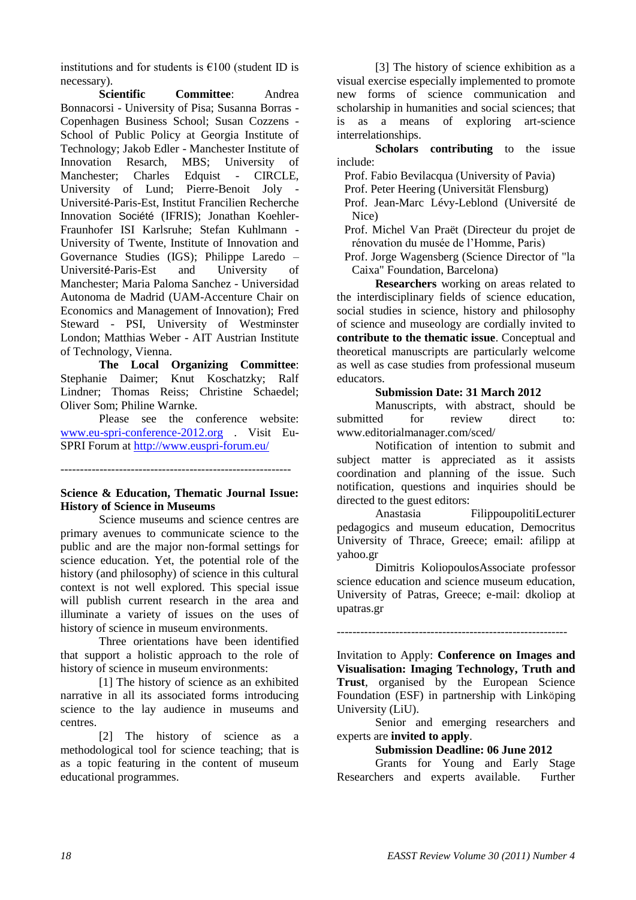institutions and for students is €100 (student ID is necessary).

**Scientific Committee**: Andrea Bonnacorsi - University of Pisa; Susanna Borras - Copenhagen Business School; Susan Cozzens - School of Public Policy at Georgia Institute of Technology; Jakob Edler - Manchester Institute of Innovation Resarch, MBS; University of Manchester; Charles Edquist - CIRCLE, University of Lund; Pierre-Benoit Joly - Université-Paris-Est, Institut Francilien Recherche Innovation Société (IFRIS); Jonathan Koehler-Fraunhofer ISI Karlsruhe; Stefan Kuhlmann - University of Twente, Institute of Innovation and Governance Studies (IGS); Philippe Laredo – Université-Paris-Est and University of Manchester; Maria Paloma Sanchez - Universidad Autonoma de Madrid (UAM-Accenture Chair on Economics and Management of Innovation); Fred Steward - PSI, University of Westminster London; Matthias Weber - AIT Austrian Institute of Technology, Vienna.

**The Local Organizing Committee**: Stephanie Daimer; Knut Koschatzky; Ralf Lindner; Thomas Reiss; Christine Schaedel; Oliver Som; Philine Warnke.

Please see the conference website: www.eu-spri-conference-2012.org . Visit Eu-SPRI Forum at http://www.euspri-forum.eu/

-----------------------------------------------------------

**Science & Education, Thematic Journal Issue: History of Science in Museums**

Science museums and science centres are primary avenues to communicate science to the public and are the major non-formal settings for science education. Yet, the potential role of the history (and philosophy) of science in this cultural context is not well explored. This special issue will publish current research in the area and illuminate a variety of issues on the uses of history of science in museum environments.

Three orientations have been identified that support a holistic approach to the role of history of science in museum environments:

[1] The history of science as an exhibited narrative in all its associated forms introducing science to the lay audience in museums and centres.

[2] The history of science as a methodological tool for science teaching; that is as a topic featuring in the content of museum educational programmes.

[3] The history of science exhibition as a visual exercise especially implemented to promote new forms of science communication and scholarship in humanities and social sciences; that is as a means of exploring art-science interrelationships.

**Scholars contributing** to the issue include:

- Prof. Fabio Bevilacqua (University of Pavia)
- Prof. Peter Heering (Universität Flensburg)
- Prof. Jean-Marc Lévy-Leblond (Université de Nice)
- Prof. Michel Van Praët (Directeur du projet de rénovation du musée de l'Homme, Paris)
- Prof. Jorge Wagensberg (Science Director of "la Caixa" Foundation, Barcelona)

**Researchers** working on areas related to the interdisciplinary fields of science education, social studies in science, history and philosophy of science and museology are cordially invited to **contribute to the thematic issue**. Conceptual and theoretical manuscripts are particularly welcome as well as case studies from professional museum educators.

**Submission Date: 31 March 2012**

Manuscripts, with abstract, should be submitted for review direct to: www.editorialmanager.com/sced/

Notification of intention to submit and subject matter is appreciated as it assists coordination and planning of the issue. Such notification, questions and inquiries should be directed to the guest editors:

Anastasia FilippoupolitiLecturer pedagogics and museum education, Democritus University of Thrace, Greece; email: afilipp at yahoo.gr

Dimitris KoliopoulosAssociate professor science education and science museum education, University of Patras, Greece; e-mail: dkoliop at upatras.gr

-----------------------------------------------------------

Invitation to Apply: **Conference on Images and Visualisation: Imaging Technology, Truth and Trust**, organised by the European Science Foundation (ESF) in partnership with Linköping University (LiU).

Senior and emerging researchers and experts are **invited to apply**.

**Submission Deadline: 06 June 2012**

Grants for Young and Early Stage Researchers and experts available. Further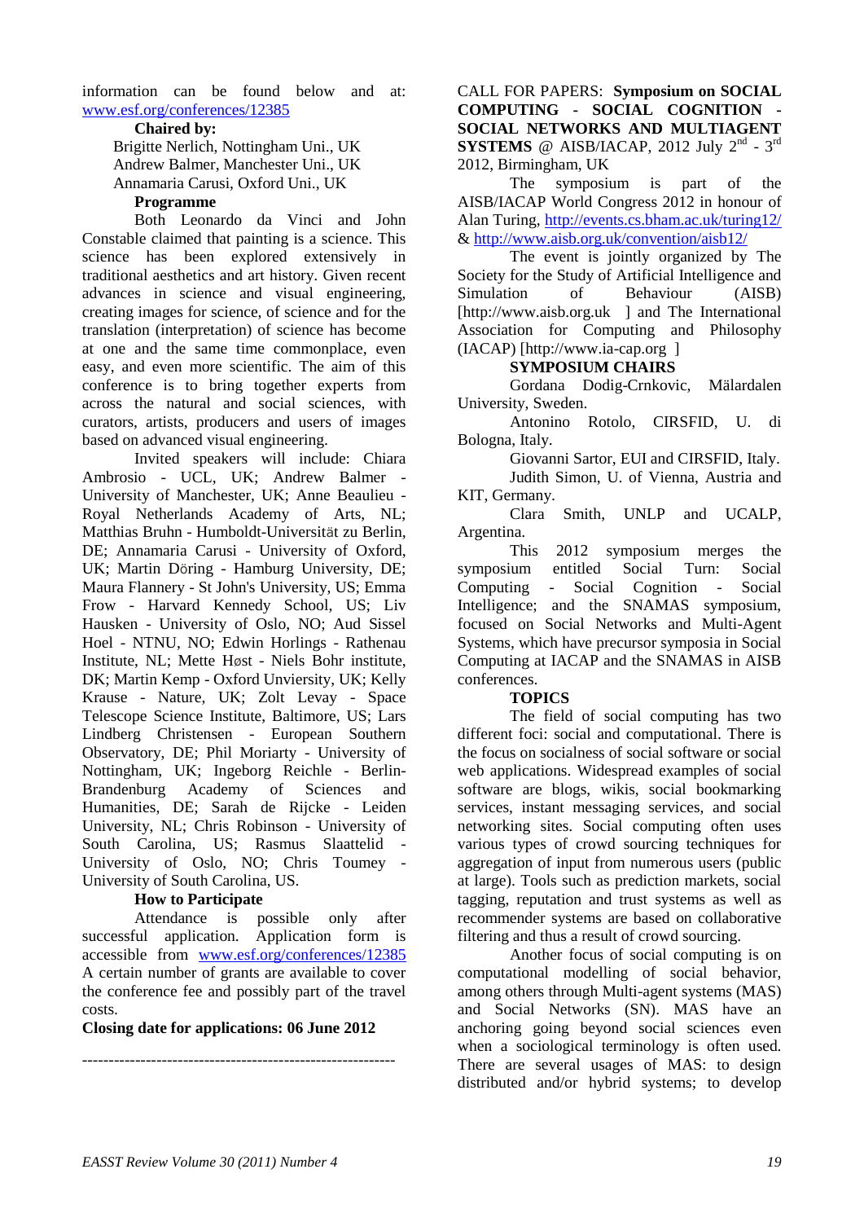information can be found below and at: www.esf.org/conferences/12385

**Chaired by:**

Brigitte Nerlich, Nottingham Uni., UK
Andrew Balmer, Manchester Uni., UK
Annamaria Carusi, Oxford Uni., UK

**Programme**

Both Leonardo da Vinci and John Constable claimed that painting is a science. This science has been explored extensively in traditional aesthetics and art history. Given recent advances in science and visual engineering, creating images for science, of science and for the translation (interpretation) of science has become at one and the same time commonplace, even easy, and even more scientific. The aim of this conference is to bring together experts from across the natural and social sciences, with curators, artists, producers and users of images based on advanced visual engineering.

Invited speakers will include: Chiara Ambrosio - UCL, UK; Andrew Balmer - University of Manchester, UK; Anne Beaulieu - Royal Netherlands Academy of Arts, NL; Matthias Bruhn - Humboldt-Universität zu Berlin, DE; Annamaria Carusi - University of Oxford, UK; Martin Döring - Hamburg University, DE; Maura Flannery - St John's University, US; Emma Frow - Harvard Kennedy School, US; Liv Hausken - University of Oslo, NO; Aud Sissel Hoel - NTNU, NO; Edwin Horlings - Rathenau Institute, NL; Mette Høst - Niels Bohr institute, DK; Martin Kemp - Oxford Unviersity, UK; Kelly Krause - Nature, UK; Zolt Levay - Space Telescope Science Institute, Baltimore, US; Lars Lindberg Christensen - European Southern Observatory, DE; Phil Moriarty - University of Nottingham, UK; Ingeborg Reichle - Berlin-Brandenburg Academy of Sciences and Humanities, DE; Sarah de Rijcke - Leiden University, NL; Chris Robinson - University of South Carolina, US; Rasmus Slaattelid - University of Oslo, NO; Chris Toumey - University of South Carolina, US.

**How to Participate**

Attendance is possible only after successful application. Application form is accessible from www.esf.org/conferences/12385 A certain number of grants are available to cover the conference fee and possibly part of the travel costs.

**Closing date for applications: 06 June 2012**

------------------------------------------------------------

CALL FOR PAPERS: **Symposium on SOCIAL COMPUTING - SOCIAL COGNITION - SOCIAL NETWORKS AND MULTIAGENT SYSTEMS** @ AISB/IACAP, 2012 July 2nd - 3rd 2012, Birmingham, UK

The symposium is part of the AISB/IACAP World Congress 2012 in honour of Alan Turing, http://events.cs.bham.ac.uk/turing12/ & http://www.aisb.org.uk/convention/aisb12/

The event is jointly organized by The Society for the Study of Artificial Intelligence and Simulation of Behaviour (AISB) [http://www.aisb.org.uk ] and The International Association for Computing and Philosophy (IACAP) [http://www.ia-cap.org ]

**SYMPOSIUM CHAIRS**

Gordana Dodig-Crnkovic, Mälardalen University, Sweden.

Antonino Rotolo, CIRSFID, U. di Bologna, Italy.

Giovanni Sartor, EUI and CIRSFID, Italy.

Judith Simon, U. of Vienna, Austria and KIT, Germany.

Clara Smith, UNLP and UCALP, Argentina.

This 2012 symposium merges the symposium entitled Social Turn: Social Computing - Social Cognition - Social Intelligence; and the SNAMAS symposium, focused on Social Networks and Multi-Agent Systems, which have precursor symposia in Social Computing at IACAP and the SNAMAS in AISB conferences.

**TOPICS**

The field of social computing has two different foci: social and computational. There is the focus on socialness of social software or social web applications. Widespread examples of social software are blogs, wikis, social bookmarking services, instant messaging services, and social networking sites. Social computing often uses various types of crowd sourcing techniques for aggregation of input from numerous users (public at large). Tools such as prediction markets, social tagging, reputation and trust systems as well as recommender systems are based on collaborative filtering and thus a result of crowd sourcing.

Another focus of social computing is on computational modelling of social behavior, among others through Multi-agent systems (MAS) and Social Networks (SN). MAS have an anchoring going beyond social sciences even when a sociological terminology is often used. There are several usages of MAS: to design distributed and/or hybrid systems; to develop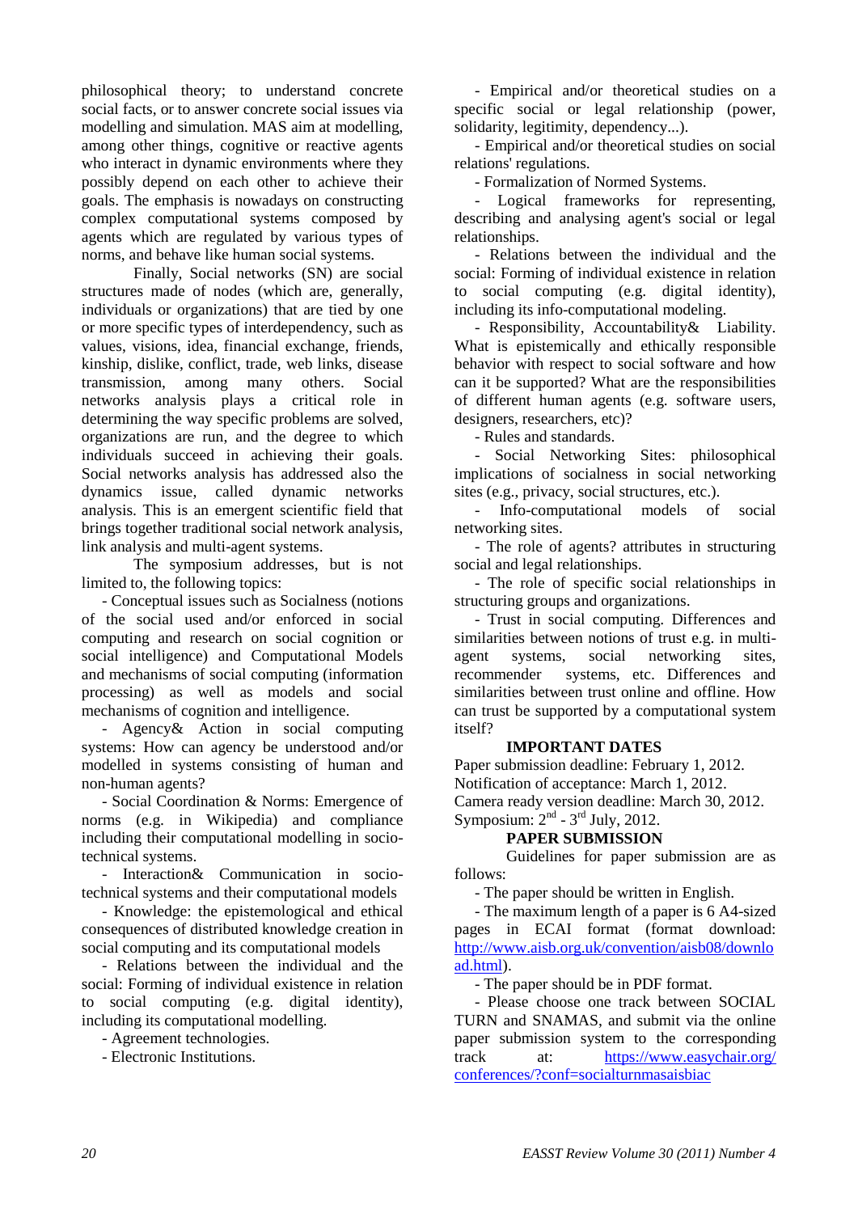philosophical theory; to understand concrete social facts, or to answer concrete social issues via modelling and simulation. MAS aim at modelling, among other things, cognitive or reactive agents who interact in dynamic environments where they possibly depend on each other to achieve their goals. The emphasis is nowadays on constructing complex computational systems composed by agents which are regulated by various types of norms, and behave like human social systems.

Finally, Social networks (SN) are social structures made of nodes (which are, generally, individuals or organizations) that are tied by one or more specific types of interdependency, such as values, visions, idea, financial exchange, friends, kinship, dislike, conflict, trade, web links, disease transmission, among many others. Social networks analysis plays a critical role in determining the way specific problems are solved, organizations are run, and the degree to which individuals succeed in achieving their goals. Social networks analysis has addressed also the dynamics issue, called dynamic networks analysis. This is an emergent scientific field that brings together traditional social network analysis, link analysis and multi-agent systems.

The symposium addresses, but is not limited to, the following topics:

- Conceptual issues such as Socialness (notions of the social used and/or enforced in social computing and research on social cognition or social intelligence) and Computational Models and mechanisms of social computing (information processing) as well as models and social mechanisms of cognition and intelligence.
- Agency& Action in social computing systems: How can agency be understood and/or modelled in systems consisting of human and non-human agents?
- Social Coordination & Norms: Emergence of norms (e.g. in Wikipedia) and compliance including their computational modelling in socio-technical systems.
- Interaction& Communication in socio-technical systems and their computational models
- Knowledge: the epistemological and ethical consequences of distributed knowledge creation in social computing and its computational models
- Relations between the individual and the social: Forming of individual existence in relation to social computing (e.g. digital identity), including its computational modelling.
- Agreement technologies.
- Electronic Institutions.
- Empirical and/or theoretical studies on a specific social or legal relationship (power, solidarity, legitimity, dependency...).
- Empirical and/or theoretical studies on social relations' regulations.
- Formalization of Normed Systems.
- Logical frameworks for representing, describing and analysing agent's social or legal relationships.
- Relations between the individual and the social: Forming of individual existence in relation to social computing (e.g. digital identity), including its info-computational modeling.
- Responsibility, Accountability& Liability. What is epistemically and ethically responsible behavior with respect to social software and how can it be supported? What are the responsibilities of different human agents (e.g. software users, designers, researchers, etc)?
- Rules and standards.
- Social Networking Sites: philosophical implications of socialness in social networking sites (e.g., privacy, social structures, etc.).
- Info-computational models of social networking sites.
- The role of agents? attributes in structuring social and legal relationships.
- The role of specific social relationships in structuring groups and organizations.
- Trust in social computing. Differences and similarities between notions of trust e.g. in multi-agent systems, social networking sites, recommender systems, etc. Differences and similarities between trust online and offline. How can trust be supported by a computational system itself?

**IMPORTANT DATES**

Paper submission deadline: February 1, 2012.
Notification of acceptance: March 1, 2012.
Camera ready version deadline: March 30, 2012.
Symposium: 2nd - 3rd July, 2012.

**PAPER SUBMISSION**

Guidelines for paper submission are as follows:

- The paper should be written in English.
- The maximum length of a paper is 6 A4-sized pages in ECAI format (format download: http://www.aisb.org.uk/convention/aisb08/download.html).
- The paper should be in PDF format.
- Please choose one track between SOCIAL TURN and SNAMAS, and submit via the online paper submission system to the corresponding track at: https://www.easychair.org/conferences/?conf=socialturnmasaisbiac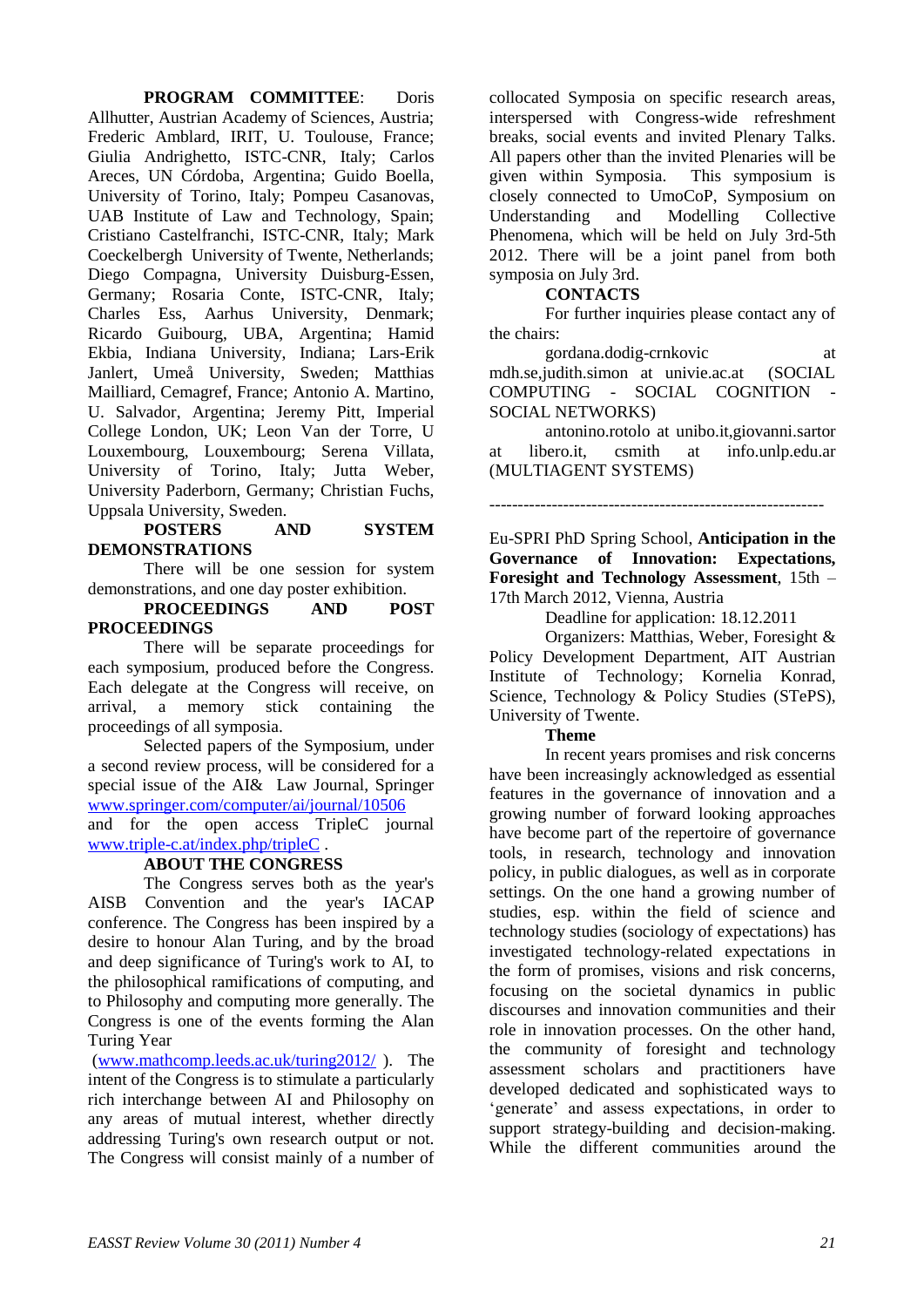**PROGRAM COMMITTEE**: Doris Allhutter, Austrian Academy of Sciences, Austria; Frederic Amblard, IRIT, U. Toulouse, France; Giulia Andrighetto, ISTC-CNR, Italy; Carlos Areces, UN Córdoba, Argentina; Guido Boella, University of Torino, Italy; Pompeu Casanovas, UAB Institute of Law and Technology, Spain; Cristiano Castelfranchi, ISTC-CNR, Italy; Mark Coeckelbergh University of Twente, Netherlands; Diego Compagna, University Duisburg-Essen, Germany; Rosaria Conte, ISTC-CNR, Italy; Charles Ess, Aarhus University, Denmark; Ricardo Guibourg, UBA, Argentina; Hamid Ekbia, Indiana University, Indiana; Lars-Erik Janlert, Umeå University, Sweden; Matthias Mailliard, Cemagref, France; Antonio A. Martino, U. Salvador, Argentina; Jeremy Pitt, Imperial College London, UK; Leon Van der Torre, U Louxembourg, Louxembourg; Serena Villata, University of Torino, Italy; Jutta Weber, University Paderborn, Germany; Christian Fuchs, Uppsala University, Sweden.

**POSTERS AND SYSTEM DEMONSTRATIONS**

There will be one session for system demonstrations, and one day poster exhibition.

**PROCEEDINGS AND POST PROCEEDINGS**

There will be separate proceedings for each symposium, produced before the Congress. Each delegate at the Congress will receive, on arrival, a memory stick containing the proceedings of all symposia.

Selected papers of the Symposium, under a second review process, will be considered for a special issue of the AI& Law Journal, Springer www.springer.com/computer/ai/journal/10506 and for the open access TripleC journal www.triple-c.at/index.php/tripleC .

**ABOUT THE CONGRESS**

The Congress serves both as the year's AISB Convention and the year's IACAP conference. The Congress has been inspired by a desire to honour Alan Turing, and by the broad and deep significance of Turing's work to AI, to the philosophical ramifications of computing, and to Philosophy and computing more generally. The Congress is one of the events forming the Alan Turing Year (www.mathcomp.leeds.ac.uk/turing2012/ ). The intent of the Congress is to stimulate a particularly rich interchange between AI and Philosophy on any areas of mutual interest, whether directly addressing Turing's own research output or not. The Congress will consist mainly of a number of collocated Symposia on specific research areas, interspersed with Congress-wide refreshment breaks, social events and invited Plenary Talks. All papers other than the invited Plenaries will be given within Symposia. This symposium is closely connected to UmoCoP, Symposium on Understanding and Modelling Collective Phenomena, which will be held on July 3rd-5th 2012. There will be a joint panel from both symposia on July 3rd.

**CONTACTS**

For further inquiries please contact any of the chairs:

gordana.dodig-crnkovic at mdh.se,judith.simon at univie.ac.at (SOCIAL COMPUTING - SOCIAL COGNITION - SOCIAL NETWORKS)

antonino.rotolo at unibo.it,giovanni.sartor at libero.it, csmith at info.unlp.edu.ar (MULTIAGENT SYSTEMS)

---

Eu-SPRI PhD Spring School, **Anticipation in the Governance of Innovation: Expectations, Foresight and Technology Assessment**, 15th – 17th March 2012, Vienna, Austria

Deadline for application: 18.12.2011

Organizers: Matthias, Weber, Foresight & Policy Development Department, AIT Austrian Institute of Technology; Kornelia Konrad, Science, Technology & Policy Studies (STePS), University of Twente.

**Theme**

In recent years promises and risk concerns have been increasingly acknowledged as essential features in the governance of innovation and a growing number of forward looking approaches have become part of the repertoire of governance tools, in research, technology and innovation policy, in public dialogues, as well as in corporate settings. On the one hand a growing number of studies, esp. within the field of science and technology studies (sociology of expectations) has investigated technology-related expectations in the form of promises, visions and risk concerns, focusing on the societal dynamics in public discourses and innovation communities and their role in innovation processes. On the other hand, the community of foresight and technology assessment scholars and practitioners have developed dedicated and sophisticated ways to 'generate' and assess expectations, in order to support strategy-building and decision-making. While the different communities around the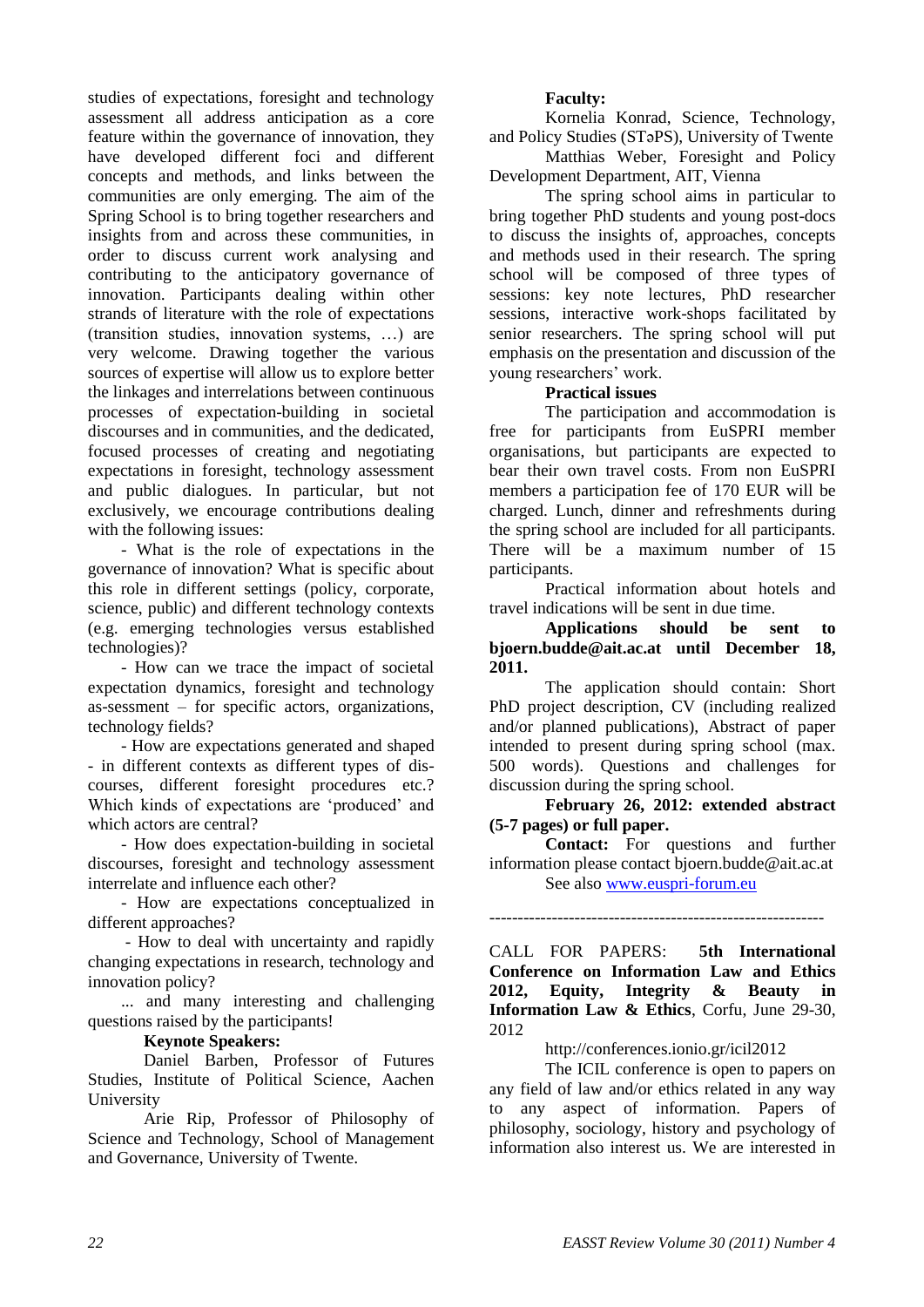studies of expectations, foresight and technology assessment all address anticipation as a core feature within the governance of innovation, they have developed different foci and different concepts and methods, and links between the communities are only emerging. The aim of the Spring School is to bring together researchers and insights from and across these communities, in order to discuss current work analysing and contributing to the anticipatory governance of innovation. Participants dealing within other strands of literature with the role of expectations (transition studies, innovation systems, …) are very welcome. Drawing together the various sources of expertise will allow us to explore better the linkages and interrelations between continuous processes of expectation-building in societal discourses and in communities, and the dedicated, focused processes of creating and negotiating expectations in foresight, technology assessment and public dialogues. In particular, but not exclusively, we encourage contributions dealing with the following issues:

- What is the role of expectations in the governance of innovation? What is specific about this role in different settings (policy, corporate, science, public) and different technology contexts (e.g. emerging technologies versus established technologies)?
- How can we trace the impact of societal expectation dynamics, foresight and technology as-sessment – for specific actors, organizations, technology fields?
- How are expectations generated and shaped - in different contexts as different types of dis-courses, different foresight procedures etc.? Which kinds of expectations are 'produced' and which actors are central?
- How does expectation-building in societal discourses, foresight and technology assessment interrelate and influence each other?
- How are expectations conceptualized in different approaches?
- How to deal with uncertainty and rapidly changing expectations in research, technology and innovation policy?

... and many interesting and challenging questions raised by the participants!

**Keynote Speakers:**

Daniel Barben, Professor of Futures Studies, Institute of Political Science, Aachen University

Arie Rip, Professor of Philosophy of Science and Technology, School of Management and Governance, University of Twente.

**Faculty:**

Kornelia Konrad, Science, Technology, and Policy Studies (STəPS), University of Twente

Matthias Weber, Foresight and Policy Development Department, AIT, Vienna

The spring school aims in particular to bring together PhD students and young post-docs to discuss the insights of, approaches, concepts and methods used in their research. The spring school will be composed of three types of sessions: key note lectures, PhD researcher sessions, interactive work-shops facilitated by senior researchers. The spring school will put emphasis on the presentation and discussion of the young researchers' work.

**Practical issues**

The participation and accommodation is free for participants from EuSPRI member organisations, but participants are expected to bear their own travel costs. From non EuSPRI members a participation fee of 170 EUR will be charged. Lunch, dinner and refreshments during the spring school are included for all participants. There will be a maximum number of 15 participants.

Practical information about hotels and travel indications will be sent in due time.

**Applications should be sent to bjoern.budde@ait.ac.at until December 18, 2011.**

The application should contain: Short PhD project description, CV (including realized and/or planned publications), Abstract of paper intended to present during spring school (max. 500 words). Questions and challenges for discussion during the spring school.

**February 26, 2012: extended abstract (5-7 pages) or full paper.**

**Contact:** For questions and further information please contact bjoern.budde@ait.ac.at

See also www.euspri-forum.eu

---

CALL FOR PAPERS: **5th International Conference on Information Law and Ethics 2012, Equity, Integrity & Beauty in Information Law & Ethics**, Corfu, June 29-30, 2012

http://conferences.ionio.gr/icil2012

The ICIL conference is open to papers on any field of law and/or ethics related in any way to any aspect of information. Papers of philosophy, sociology, history and psychology of information also interest us. We are interested in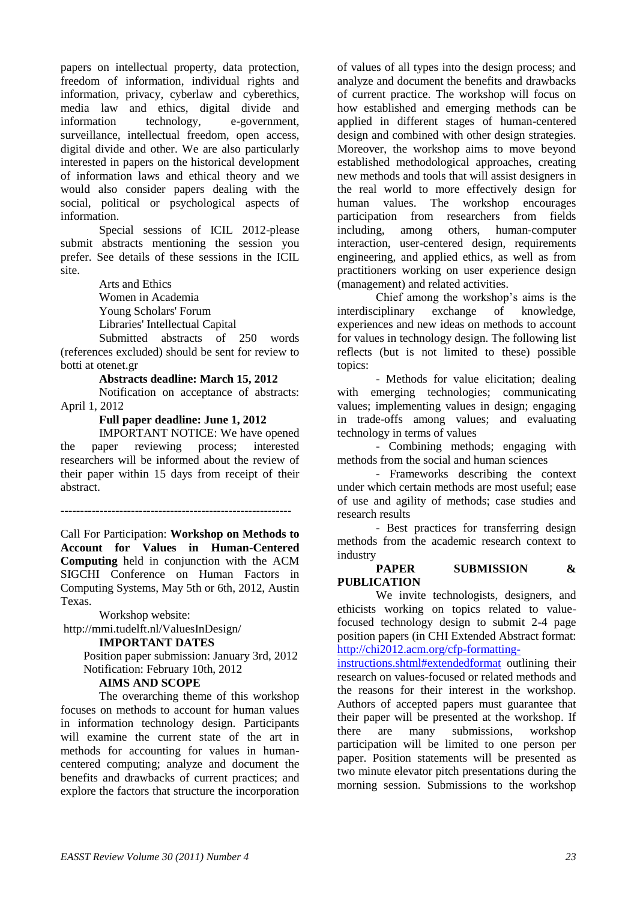papers on intellectual property, data protection, freedom of information, individual rights and information, privacy, cyberlaw and cyberethics, media law and ethics, digital divide and information technology, e-government, surveillance, intellectual freedom, open access, digital divide and other. We are also particularly interested in papers on the historical development of information laws and ethical theory and we would also consider papers dealing with the social, political or psychological aspects of information.

Special sessions of ICIL 2012-please submit abstracts mentioning the session you prefer. See details of these sessions in the ICIL site.

Arts and Ethics
Women in Academia
Young Scholars' Forum
Libraries' Intellectual Capital

Submitted abstracts of 250 words (references excluded) should be sent for review to botti at otenet.gr

**Abstracts deadline: March 15, 2012**

Notification on acceptance of abstracts: April 1, 2012

**Full paper deadline: June 1, 2012**

IMPORTANT NOTICE: We have opened the paper reviewing process; interested researchers will be informed about the review of their paper within 15 days from receipt of their abstract.

---

Call For Participation: **Workshop on Methods to Account for Values in Human-Centered Computing** held in conjunction with the ACM SIGCHI Conference on Human Factors in Computing Systems, May 5th or 6th, 2012, Austin Texas.

Workshop website:
http://mmi.tudelft.nl/ValuesInDesign/

**IMPORTANT DATES**

Position paper submission: January 3rd, 2012
Notification: February 10th, 2012

**AIMS AND SCOPE**

The overarching theme of this workshop focuses on methods to account for human values in information technology design. Participants will examine the current state of the art in methods for accounting for values in human-centered computing; analyze and document the benefits and drawbacks of current practices; and explore the factors that structure the incorporation of values of all types into the design process; and analyze and document the benefits and drawbacks of current practice. The workshop will focus on how established and emerging methods can be applied in different stages of human-centered design and combined with other design strategies. Moreover, the workshop aims to move beyond established methodological approaches, creating new methods and tools that will assist designers in the real world to more effectively design for human values. The workshop encourages participation from researchers from fields including, among others, human-computer interaction, user-centered design, requirements engineering, and applied ethics, as well as from practitioners working on user experience design (management) and related activities.

Chief among the workshop's aims is the interdisciplinary exchange of knowledge, experiences and new ideas on methods to account for values in technology design. The following list reflects (but is not limited to these) possible topics:

- Methods for value elicitation; dealing with emerging technologies; communicating values; implementing values in design; engaging in trade-offs among values; and evaluating technology in terms of values
- Combining methods; engaging with methods from the social and human sciences
- Frameworks describing the context under which certain methods are most useful; ease of use and agility of methods; case studies and research results
- Best practices for transferring design methods from the academic research context to industry

**PAPER SUBMISSION & PUBLICATION**

We invite technologists, designers, and ethicists working on topics related to value-focused technology design to submit 2-4 page position papers (in CHI Extended Abstract format: http://chi2012.acm.org/cfp-formatting-instructions.shtml#extendedformat outlining their research on values-focused or related methods and the reasons for their interest in the workshop. Authors of accepted papers must guarantee that their paper will be presented at the workshop. If there are many submissions, workshop participation will be limited to one person per paper. Position statements will be presented as two minute elevator pitch presentations during the morning session. Submissions to the workshop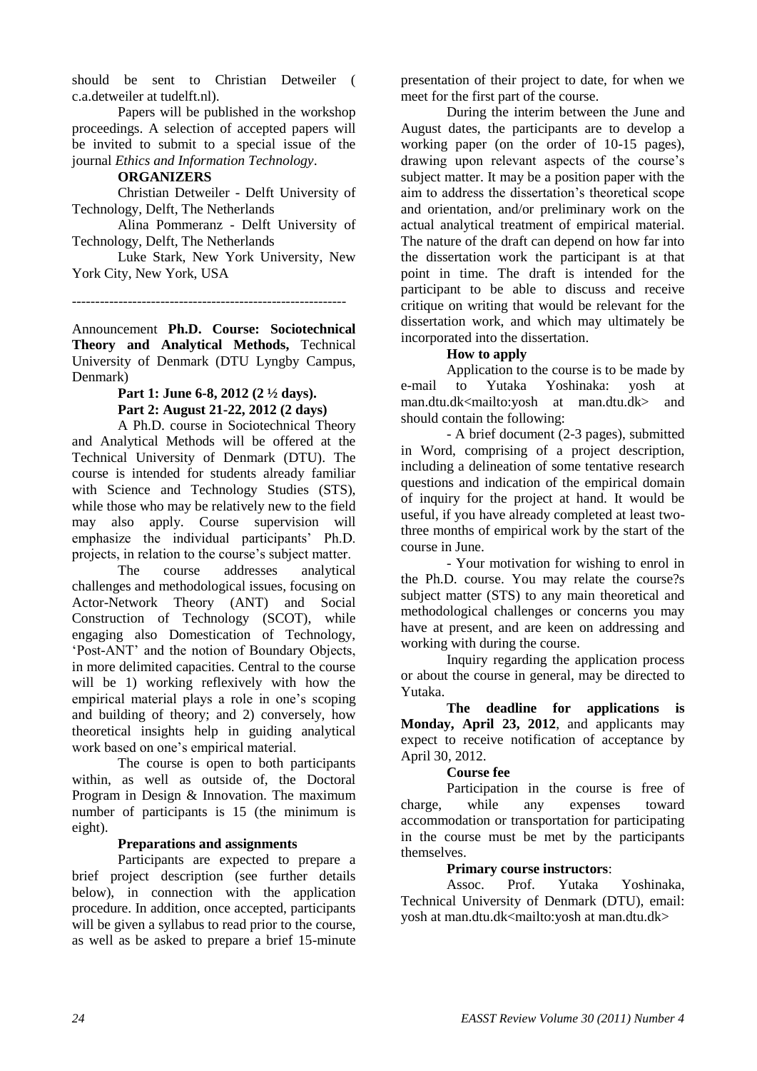should be sent to Christian Detweiler ( c.a.detweiler at tudelft.nl).

Papers will be published in the workshop proceedings. A selection of accepted papers will be invited to submit to a special issue of the journal *Ethics and Information Technology*.

**ORGANIZERS**

Christian Detweiler - Delft University of Technology, Delft, The Netherlands

Alina Pommeranz - Delft University of Technology, Delft, The Netherlands

Luke Stark, New York University, New York City, New York, USA

-----------------------------------------------------------

Announcement **Ph.D. Course: Sociotechnical Theory and Analytical Methods,** Technical University of Denmark (DTU Lyngby Campus, Denmark)

**Part 1: June 6-8, 2012 (2 ½ days).**
**Part 2: August 21-22, 2012 (2 days)**

A Ph.D. course in Sociotechnical Theory and Analytical Methods will be offered at the Technical University of Denmark (DTU). The course is intended for students already familiar with Science and Technology Studies (STS), while those who may be relatively new to the field may also apply. Course supervision will emphasize the individual participants' Ph.D. projects, in relation to the course's subject matter.

The course addresses analytical challenges and methodological issues, focusing on Actor-Network Theory (ANT) and Social Construction of Technology (SCOT), while engaging also Domestication of Technology, 'Post-ANT' and the notion of Boundary Objects, in more delimited capacities. Central to the course will be 1) working reflexively with how the empirical material plays a role in one's scoping and building of theory; and 2) conversely, how theoretical insights help in guiding analytical work based on one's empirical material.

The course is open to both participants within, as well as outside of, the Doctoral Program in Design & Innovation. The maximum number of participants is 15 (the minimum is eight).

**Preparations and assignments**

Participants are expected to prepare a brief project description (see further details below), in connection with the application procedure. In addition, once accepted, participants will be given a syllabus to read prior to the course, as well as be asked to prepare a brief 15-minute presentation of their project to date, for when we meet for the first part of the course.

During the interim between the June and August dates, the participants are to develop a working paper (on the order of 10-15 pages), drawing upon relevant aspects of the course's subject matter. It may be a position paper with the aim to address the dissertation's theoretical scope and orientation, and/or preliminary work on the actual analytical treatment of empirical material. The nature of the draft can depend on how far into the dissertation work the participant is at that point in time. The draft is intended for the participant to be able to discuss and receive critique on writing that would be relevant for the dissertation work, and which may ultimately be incorporated into the dissertation.

**How to apply**

Application to the course is to be made by e-mail to Yutaka Yoshinaka: yosh at man.dtu.dk<mailto:yosh at man.dtu.dk> and should contain the following:

- A brief document (2-3 pages), submitted in Word, comprising of a project description, including a delineation of some tentative research questions and indication of the empirical domain of inquiry for the project at hand. It would be useful, if you have already completed at least two-three months of empirical work by the start of the course in June.

- Your motivation for wishing to enrol in the Ph.D. course. You may relate the course?s subject matter (STS) to any main theoretical and methodological challenges or concerns you may have at present, and are keen on addressing and working with during the course.

Inquiry regarding the application process or about the course in general, may be directed to Yutaka.

**The deadline for applications is Monday, April 23, 2012**, and applicants may expect to receive notification of acceptance by April 30, 2012.

**Course fee**

Participation in the course is free of charge, while any expenses toward accommodation or transportation for participating in the course must be met by the participants themselves.

**Primary course instructors**:

Assoc. Prof. Yutaka Yoshinaka, Technical University of Denmark (DTU), email: yosh at man.dtu.dk<mailto:yosh at man.dtu.dk>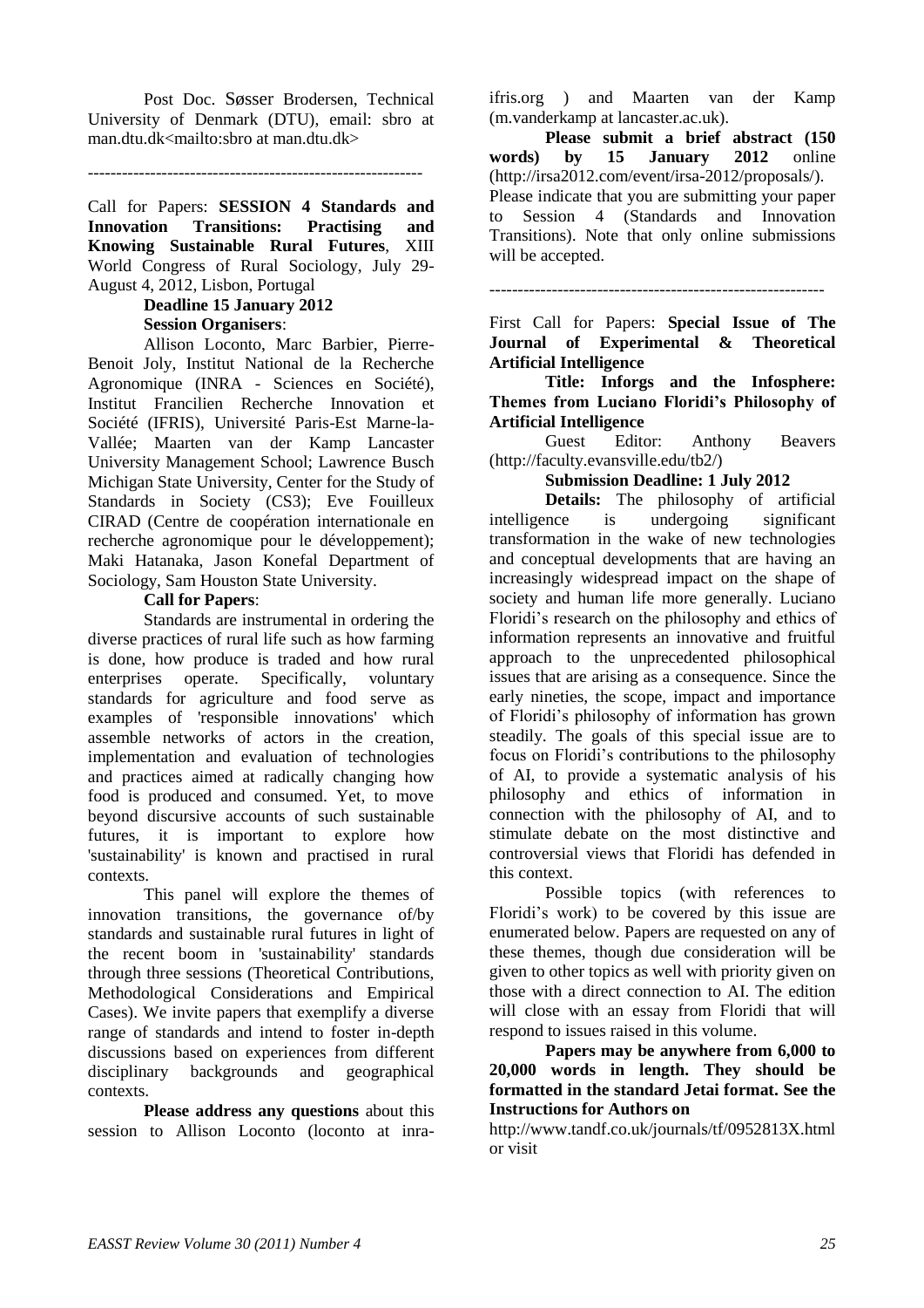Post Doc. Søsser Brodersen, Technical University of Denmark (DTU), email: sbro at man.dtu.dk<mailto:sbro at man.dtu.dk>

-----------------------------------------------------------

Call for Papers: **SESSION 4 Standards and Innovation Transitions: Practising and Knowing Sustainable Rural Futures**, XIII World Congress of Rural Sociology, July 29-August 4, 2012, Lisbon, Portugal

**Deadline 15 January 2012**

**Session Organisers**:

Allison Loconto, Marc Barbier, Pierre-Benoit Joly, Institut National de la Recherche Agronomique (INRA - Sciences en Société), Institut Francilien Recherche Innovation et Société (IFRIS), Université Paris-Est Marne-la-Vallée; Maarten van der Kamp Lancaster University Management School; Lawrence Busch Michigan State University, Center for the Study of Standards in Society (CS3); Eve Fouilleux CIRAD (Centre de coopération internationale en recherche agronomique pour le développement); Maki Hatanaka, Jason Konefal Department of Sociology, Sam Houston State University.

**Call for Papers**:

Standards are instrumental in ordering the diverse practices of rural life such as how farming is done, how produce is traded and how rural enterprises operate. Specifically, voluntary standards for agriculture and food serve as examples of 'responsible innovations' which assemble networks of actors in the creation, implementation and evaluation of technologies and practices aimed at radically changing how food is produced and consumed. Yet, to move beyond discursive accounts of such sustainable futures, it is important to explore how 'sustainability' is known and practised in rural contexts.

This panel will explore the themes of innovation transitions, the governance of/by standards and sustainable rural futures in light of the recent boom in 'sustainability' standards through three sessions (Theoretical Contributions, Methodological Considerations and Empirical Cases). We invite papers that exemplify a diverse range of standards and intend to foster in-depth discussions based on experiences from different disciplinary backgrounds and geographical contexts.

**Please address any questions** about this session to Allison Loconto (loconto at inra-ifris.org ) and Maarten van der Kamp (m.vanderkamp at lancaster.ac.uk).

**Please submit a brief abstract (150 words) by 15 January 2012** online (http://irsa2012.com/event/irsa-2012/proposals/). Please indicate that you are submitting your paper to Session 4 (Standards and Innovation Transitions). Note that only online submissions will be accepted.

-----------------------------------------------------------

First Call for Papers: **Special Issue of The Journal of Experimental & Theoretical Artificial Intelligence**

**Title: Inforgs and the Infosphere: Themes from Luciano Floridi's Philosophy of Artificial Intelligence**

Guest Editor: Anthony Beavers (http://faculty.evansville.edu/tb2/)

**Submission Deadline: 1 July 2012**

**Details:** The philosophy of artificial intelligence is undergoing significant transformation in the wake of new technologies and conceptual developments that are having an increasingly widespread impact on the shape of society and human life more generally. Luciano Floridi's research on the philosophy and ethics of information represents an innovative and fruitful approach to the unprecedented philosophical issues that are arising as a consequence. Since the early nineties, the scope, impact and importance of Floridi's philosophy of information has grown steadily. The goals of this special issue are to focus on Floridi's contributions to the philosophy of AI, to provide a systematic analysis of his philosophy and ethics of information in connection with the philosophy of AI, and to stimulate debate on the most distinctive and controversial views that Floridi has defended in this context.

Possible topics (with references to Floridi's work) to be covered by this issue are enumerated below. Papers are requested on any of these themes, though due consideration will be given to other topics as well with priority given on those with a direct connection to AI. The edition will close with an essay from Floridi that will respond to issues raised in this volume.

**Papers may be anywhere from 6,000 to 20,000 words in length. They should be formatted in the standard Jetai format. See the Instructions for Authors on** http://www.tandf.co.uk/journals/tf/0952813X.html or visit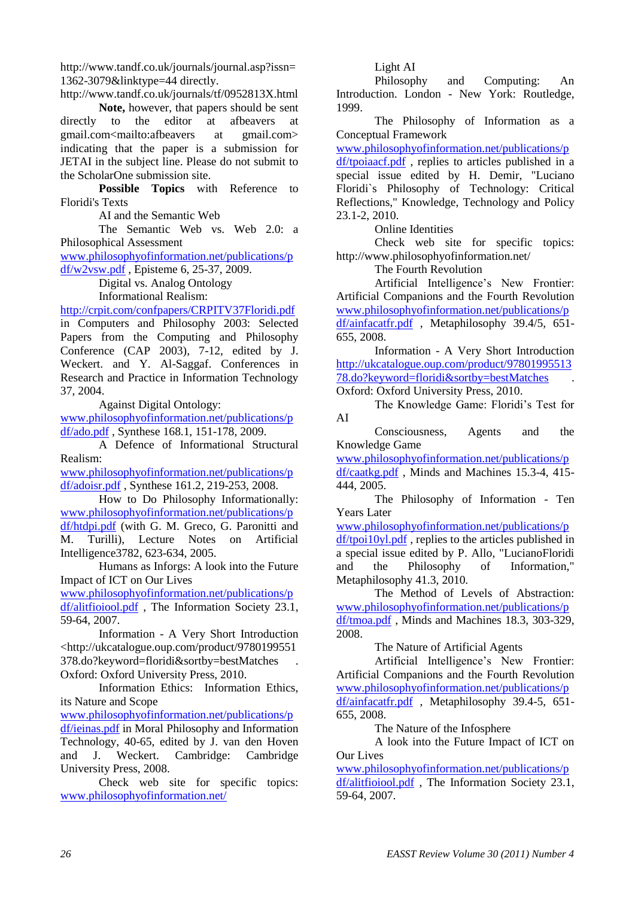http://www.tandf.co.uk/journals/journal.asp?issn=1362-3079&linktype=44 directly.
http://www.tandf.co.uk/journals/tf/0952813X.html

**Note,** however, that papers should be sent directly to the editor at afbeavers at gmail.com<mailto:afbeavers at gmail.com> indicating that the paper is a submission for JETAI in the subject line. Please do not submit to the ScholarOne submission site.

**Possible Topics** with Reference to Floridi's Texts

AI and the Semantic Web

The Semantic Web vs. Web 2.0: a Philosophical Assessment
www.philosophyofinformation.net/publications/pdf/w2vsw.pdf , Episteme 6, 25-37, 2009.

Digital vs. Analog Ontology

Informational Realism:
http://crpit.com/confpapers/CRPITV37Floridi.pdf in Computers and Philosophy 2003: Selected Papers from the Computing and Philosophy Conference (CAP 2003), 7-12, edited by J. Weckert. and Y. Al-Saggaf. Conferences in Research and Practice in Information Technology 37, 2004.

Against Digital Ontology:
www.philosophyofinformation.net/publications/pdf/ado.pdf , Synthese 168.1, 151-178, 2009.

A Defence of Informational Structural Realism:
www.philosophyofinformation.net/publications/pdf/adoisr.pdf , Synthese 161.2, 219-253, 2008.

How to Do Philosophy Informationally:
www.philosophyofinformation.net/publications/pdf/htdpi.pdf (with G. M. Greco, G. Paronitti and M. Turilli), Lecture Notes on Artificial Intelligence3782, 623-634, 2005.

Humans as Inforgs: A look into the Future Impact of ICT on Our Lives
www.philosophyofinformation.net/publications/pdf/alitfioiool.pdf , The Information Society 23.1, 59-64, 2007.

Information - A Very Short Introduction
<http://ukcatalogue.oup.com/product/9780199551378.do?keyword=floridi&sortby=bestMatches . Oxford: Oxford University Press, 2010.

Information Ethics: Information Ethics, its Nature and Scope
www.philosophyofinformation.net/publications/pdf/ieinas.pdf in Moral Philosophy and Information Technology, 40-65, edited by J. van den Hoven and J. Weckert. Cambridge: Cambridge University Press, 2008.

Check web site for specific topics:
www.philosophyofinformation.net/

Light AI

Philosophy and Computing: An Introduction. London - New York: Routledge, 1999.

The Philosophy of Information as a Conceptual Framework
www.philosophyofinformation.net/publications/pdf/tpoiaacf.pdf , replies to articles published in a special issue edited by H. Demir, "Luciano Floridi`s Philosophy of Technology: Critical Reflections," Knowledge, Technology and Policy 23.1-2, 2010.

Online Identities

Check web site for specific topics:
http://www.philosophyofinformation.net/

The Fourth Revolution

Artificial Intelligence’s New Frontier: Artificial Companions and the Fourth Revolution
www.philosophyofinformation.net/publications/pdf/ainfacatfr.pdf , Metaphilosophy 39.4/5, 651-655, 2008.

Information - A Very Short Introduction
http://ukcatalogue.oup.com/product/9780199551378.do?keyword=floridi&sortby=bestMatches . Oxford: Oxford University Press, 2010.

The Knowledge Game: Floridi’s Test for AI

Consciousness, Agents and the Knowledge Game
www.philosophyofinformation.net/publications/pdf/caatkg.pdf , Minds and Machines 15.3-4, 415-444, 2005.

The Philosophy of Information - Ten Years Later
www.philosophyofinformation.net/publications/pdf/tpoi10yl.pdf , replies to the articles published in a special issue edited by P. Allo, "LucianoFloridi and the Philosophy of Information," Metaphilosophy 41.3, 2010.

The Method of Levels of Abstraction:
www.philosophyofinformation.net/publications/pdf/tmoa.pdf , Minds and Machines 18.3, 303-329, 2008.

The Nature of Artificial Agents

Artificial Intelligence’s New Frontier: Artificial Companions and the Fourth Revolution
www.philosophyofinformation.net/publications/pdf/ainfacatfr.pdf , Metaphilosophy 39.4-5, 651-655, 2008.

The Nature of the Infosphere

A look into the Future Impact of ICT on Our Lives
www.philosophyofinformation.net/publications/pdf/alitfioiool.pdf , The Information Society 23.1, 59-64, 2007.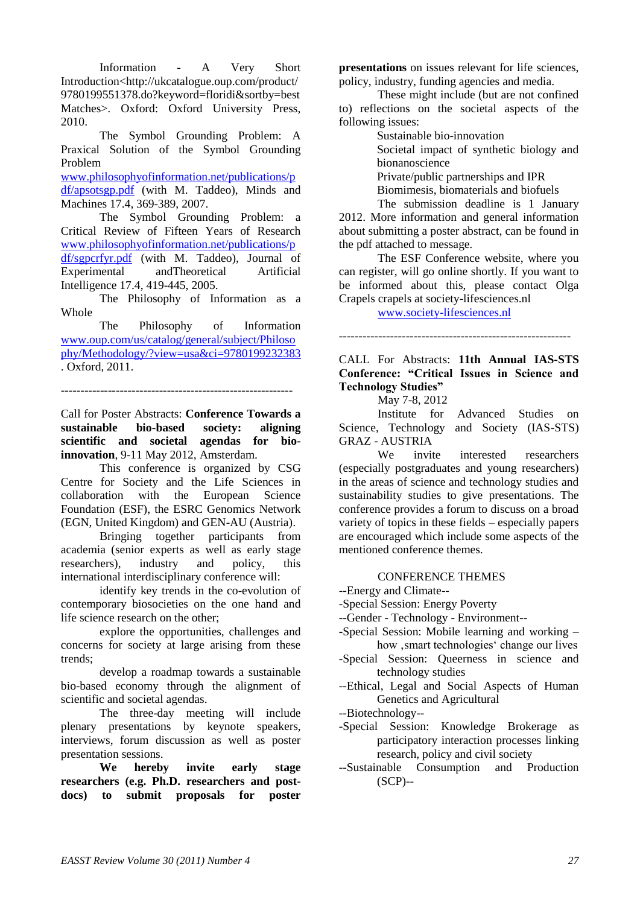Information - A Very Short Introduction<http://ukcatalogue.oup.com/product/9780199551378.do?keyword=floridi&sortby=bestMatches>. Oxford: Oxford University Press, 2010.

The Symbol Grounding Problem: A Praxical Solution of the Symbol Grounding Problem www.philosophyofinformation.net/publications/pdf/apsotsgp.pdf (with M. Taddeo), Minds and Machines 17.4, 369-389, 2007.

The Symbol Grounding Problem: a Critical Review of Fifteen Years of Research www.philosophyofinformation.net/publications/pdf/sgpcrfyr.pdf (with M. Taddeo), Journal of Experimental andTheoretical Artificial Intelligence 17.4, 419-445, 2005.

The Philosophy of Information as a Whole

The Philosophy of Information www.oup.com/us/catalog/general/subject/Philosophy/Methodology/?view=usa&ci=9780199232383. Oxford, 2011.

-----------------------------------------------------------

Call for Poster Abstracts: **Conference Towards a sustainable bio-based society: aligning scientific and societal agendas for bio-innovation**, 9-11 May 2012, Amsterdam.

This conference is organized by CSG Centre for Society and the Life Sciences in collaboration with the European Science Foundation (ESF), the ESRC Genomics Network (EGN, United Kingdom) and GEN-AU (Austria).

Bringing together participants from academia (senior experts as well as early stage researchers), industry and policy, this international interdisciplinary conference will:

identify key trends in the co-evolution of contemporary biosocieties on the one hand and life science research on the other;

explore the opportunities, challenges and concerns for society at large arising from these trends;

develop a roadmap towards a sustainable bio-based economy through the alignment of scientific and societal agendas.

The three-day meeting will include plenary presentations by keynote speakers, interviews, forum discussion as well as poster presentation sessions.

**We hereby invite early stage researchers (e.g. Ph.D. researchers and post-docs) to submit proposals for poster presentations** on issues relevant for life sciences, policy, industry, funding agencies and media.

These might include (but are not confined to) reflections on the societal aspects of the following issues:

Sustainable bio-innovation

Societal impact of synthetic biology and bionanoscience

Private/public partnerships and IPR

Biomimesis, biomaterials and biofuels

The submission deadline is 1 January 2012. More information and general information about submitting a poster abstract, can be found in the pdf attached to message.

The ESF Conference website, where you can register, will go online shortly. If you want to be informed about this, please contact Olga Crapels crapels at society-lifesciences.nl

www.society-lifesciences.nl

-----------------------------------------------------------

CALL For Abstracts: **11th Annual IAS-STS Conference: "Critical Issues in Science and Technology Studies"**

May 7-8, 2012

Institute for Advanced Studies on Science, Technology and Society (IAS-STS) GRAZ - AUSTRIA

We invite interested researchers (especially postgraduates and young researchers) in the areas of science and technology studies and sustainability studies to give presentations. The conference provides a forum to discuss on a broad variety of topics in these fields – especially papers are encouraged which include some aspects of the mentioned conference themes.

CONFERENCE THEMES

--Energy and Climate--

-Special Session: Energy Poverty

--Gender - Technology - Environment--

-Special Session: Mobile learning and working – how ‚smart technologies' change our lives

-Special Session: Queerness in science and technology studies

--Ethical, Legal and Social Aspects of Human Genetics and Agricultural

--Biotechnology--

-Special Session: Knowledge Brokerage as participatory interaction processes linking research, policy and civil society

--Sustainable Consumption and Production (SCP)--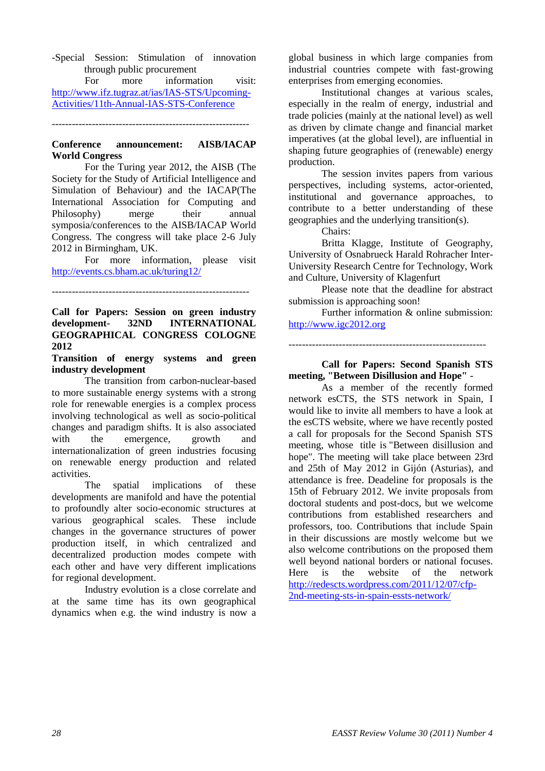-Special Session: Stimulation of innovation through public procurement

For more information visit: http://www.ifz.tugraz.at/ias/IAS-STS/Upcoming-Activities/11th-Annual-IAS-STS-Conference

-----------------------------------------------------------

**Conference announcement: AISB/IACAP World Congress**

For the Turing year 2012, the AISB (The Society for the Study of Artificial Intelligence and Simulation of Behaviour) and the IACAP(The International Association for Computing and Philosophy) merge their annual symposia/conferences to the AISB/IACAP World Congress. The congress will take place 2-6 July 2012 in Birmingham, UK.

For more information, please visit http://events.cs.bham.ac.uk/turing12/

-----------------------------------------------------------

**Call for Papers: Session on green industry development- 32ND INTERNATIONAL GEOGRAPHICAL CONGRESS COLOGNE 2012**

**Transition of energy systems and green industry development**

The transition from carbon-nuclear-based to more sustainable energy systems with a strong role for renewable energies is a complex process involving technological as well as socio-political changes and paradigm shifts. It is also associated with the emergence, growth and internationalization of green industries focusing on renewable energy production and related activities.

The spatial implications of these developments are manifold and have the potential to profoundly alter socio-economic structures at various geographical scales. These include changes in the governance structures of power production itself, in which centralized and decentralized production modes compete with each other and have very different implications for regional development.

Industry evolution is a close correlate and at the same time has its own geographical dynamics when e.g. the wind industry is now a global business in which large companies from industrial countries compete with fast-growing enterprises from emerging economies.

Institutional changes at various scales, especially in the realm of energy, industrial and trade policies (mainly at the national level) as well as driven by climate change and financial market imperatives (at the global level), are influential in shaping future geographies of (renewable) energy production.

The session invites papers from various perspectives, including systems, actor-oriented, institutional and governance approaches, to contribute to a better understanding of these geographies and the underlying transition(s).

Chairs:

Britta Klagge, Institute of Geography, University of Osnabrueck Harald Rohracher Inter-University Research Centre for Technology, Work and Culture, University of Klagenfurt

Please note that the deadline for abstract submission is approaching soon!

Further information & online submission: http://www.igc2012.org

-----------------------------------------------------------

**Call for Papers: Second Spanish STS meeting, "Between Disillusion and Hope"** -

As a member of the recently formed network esCTS, the STS network in Spain, I would like to invite all members to have a look at the esCTS website, where we have recently posted a call for proposals for the Second Spanish STS meeting, whose title is "Between disillusion and hope". The meeting will take place between 23rd and 25th of May 2012 in Gijón (Asturias), and attendance is free. Deadeline for proposals is the 15th of February 2012. We invite proposals from doctoral students and post-docs, but we welcome contributions from established researchers and professors, too. Contributions that include Spain in their discussions are mostly welcome but we also welcome contributions on the proposed them well beyond national borders or national focuses. Here is the website of the network http://redescts.wordpress.com/2011/12/07/cfp-2nd-meeting-sts-in-spain-essts-network/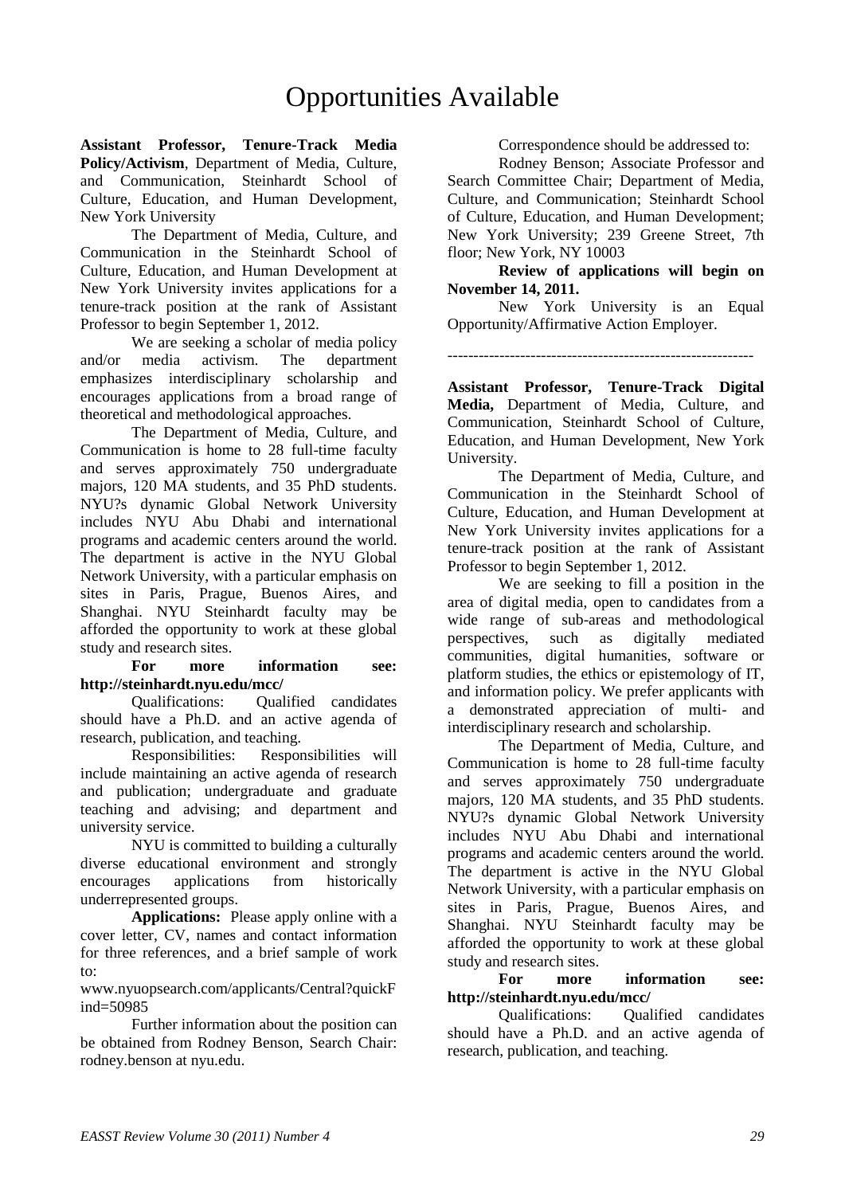# Opportunities Available

**Assistant Professor, Tenure-Track Media Policy/Activism**, Department of Media, Culture, and Communication, Steinhardt School of Culture, Education, and Human Development, New York University

The Department of Media, Culture, and Communication in the Steinhardt School of Culture, Education, and Human Development at New York University invites applications for a tenure-track position at the rank of Assistant Professor to begin September 1, 2012.

We are seeking a scholar of media policy and/or media activism. The department emphasizes interdisciplinary scholarship and encourages applications from a broad range of theoretical and methodological approaches.

The Department of Media, Culture, and Communication is home to 28 full-time faculty and serves approximately 750 undergraduate majors, 120 MA students, and 35 PhD students. NYU?s dynamic Global Network University includes NYU Abu Dhabi and international programs and academic centers around the world. The department is active in the NYU Global Network University, with a particular emphasis on sites in Paris, Prague, Buenos Aires, and Shanghai. NYU Steinhardt faculty may be afforded the opportunity to work at these global study and research sites.

**For more information see: http://steinhardt.nyu.edu/mcc/**

Qualifications: Qualified candidates should have a Ph.D. and an active agenda of research, publication, and teaching.

Responsibilities: Responsibilities will include maintaining an active agenda of research and publication; undergraduate and graduate teaching and advising; and department and university service.

NYU is committed to building a culturally diverse educational environment and strongly encourages applications from historically underrepresented groups.

**Applications:** Please apply online with a cover letter, CV, names and contact information for three references, and a brief sample of work to:

www.nyuopsearch.com/applicants/Central?quickFind=50985

Further information about the position can be obtained from Rodney Benson, Search Chair: rodney.benson at nyu.edu.

Correspondence should be addressed to:

Rodney Benson; Associate Professor and Search Committee Chair; Department of Media, Culture, and Communication; Steinhardt School of Culture, Education, and Human Development; New York University; 239 Greene Street, 7th floor; New York, NY 10003

**Review of applications will begin on November 14, 2011.**

New York University is an Equal Opportunity/Affirmative Action Employer.

----------------------------------------------------------

**Assistant Professor, Tenure-Track Digital Media,** Department of Media, Culture, and Communication, Steinhardt School of Culture, Education, and Human Development, New York University.

The Department of Media, Culture, and Communication in the Steinhardt School of Culture, Education, and Human Development at New York University invites applications for a tenure-track position at the rank of Assistant Professor to begin September 1, 2012.

We are seeking to fill a position in the area of digital media, open to candidates from a wide range of sub-areas and methodological perspectives, such as digitally mediated communities, digital humanities, software or platform studies, the ethics or epistemology of IT, and information policy. We prefer applicants with a demonstrated appreciation of multi- and interdisciplinary research and scholarship.

The Department of Media, Culture, and Communication is home to 28 full-time faculty and serves approximately 750 undergraduate majors, 120 MA students, and 35 PhD students. NYU?s dynamic Global Network University includes NYU Abu Dhabi and international programs and academic centers around the world. The department is active in the NYU Global Network University, with a particular emphasis on sites in Paris, Prague, Buenos Aires, and Shanghai. NYU Steinhardt faculty may be afforded the opportunity to work at these global study and research sites.

**For more information see: http://steinhardt.nyu.edu/mcc/**

Qualifications: Qualified candidates should have a Ph.D. and an active agenda of research, publication, and teaching.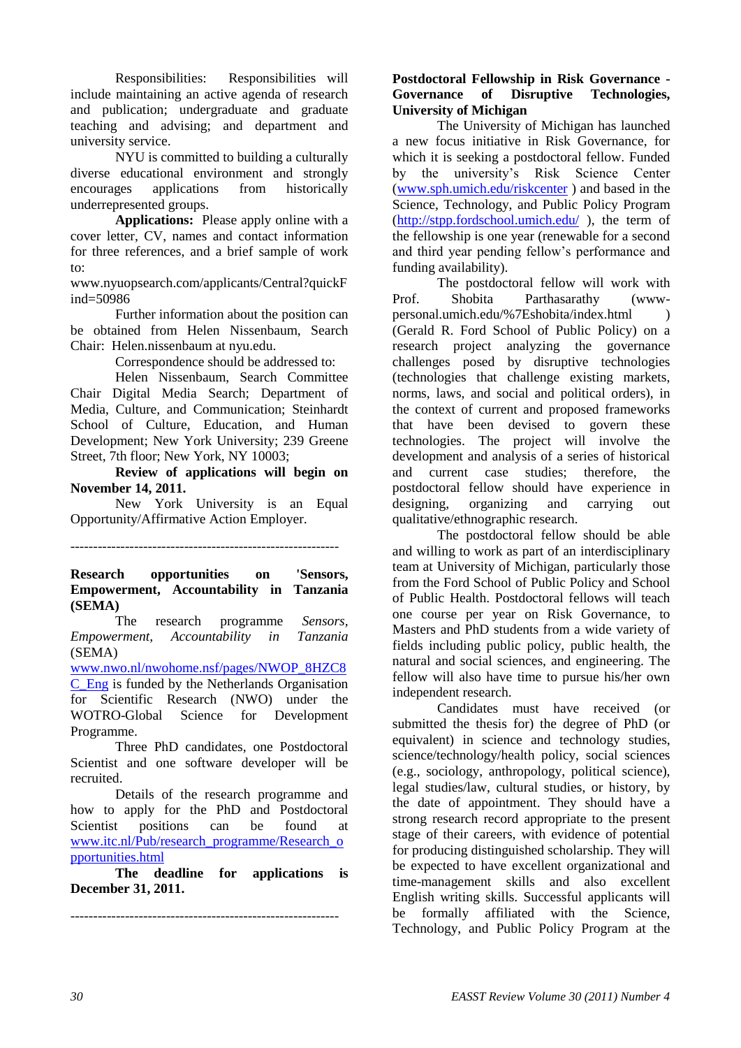Responsibilities: Responsibilities will include maintaining an active agenda of research and publication; undergraduate and graduate teaching and advising; and department and university service.

NYU is committed to building a culturally diverse educational environment and strongly encourages applications from historically underrepresented groups.

**Applications:** Please apply online with a cover letter, CV, names and contact information for three references, and a brief sample of work to:

www.nyuopsearch.com/applicants/Central?quickFind=50986

Further information about the position can be obtained from Helen Nissenbaum, Search Chair: Helen.nissenbaum at nyu.edu.

Correspondence should be addressed to:

Helen Nissenbaum, Search Committee Chair Digital Media Search; Department of Media, Culture, and Communication; Steinhardt School of Culture, Education, and Human Development; New York University; 239 Greene Street, 7th floor; New York, NY 10003;

**Review of applications will begin on November 14, 2011.**

New York University is an Equal Opportunity/Affirmative Action Employer.

-----------------------------------------------------------

**Research opportunities on 'Sensors, Empowerment, Accountability in Tanzania (SEMA)**

The research programme *Sensors, Empowerment, Accountability in Tanzania* (SEMA) www.nwo.nl/nwohome.nsf/pages/NWOP_8HZC8C_Eng is funded by the Netherlands Organisation for Scientific Research (NWO) under the WOTRO-Global Science for Development Programme.

Three PhD candidates, one Postdoctoral Scientist and one software developer will be recruited.

Details of the research programme and how to apply for the PhD and Postdoctoral Scientist positions can be found at www.itc.nl/Pub/research_programme/Research_opportunities.html

**The deadline for applications is December 31, 2011.**

-----------------------------------------------------------

**Postdoctoral Fellowship in Risk Governance - Governance of Disruptive Technologies, University of Michigan**

The University of Michigan has launched a new focus initiative in Risk Governance, for which it is seeking a postdoctoral fellow. Funded by the university's Risk Science Center (www.sph.umich.edu/riskcenter ) and based in the Science, Technology, and Public Policy Program (http://stpp.fordschool.umich.edu/ ), the term of the fellowship is one year (renewable for a second and third year pending fellow's performance and funding availability).

The postdoctoral fellow will work with Prof. Shobita Parthasarathy (www-personal.umich.edu/%7Eshobita/index.html ) (Gerald R. Ford School of Public Policy) on a research project analyzing the governance challenges posed by disruptive technologies (technologies that challenge existing markets, norms, laws, and social and political orders), in the context of current and proposed frameworks that have been devised to govern these technologies. The project will involve the development and analysis of a series of historical and current case studies; therefore, the postdoctoral fellow should have experience in designing, organizing and carrying out qualitative/ethnographic research.

The postdoctoral fellow should be able and willing to work as part of an interdisciplinary team at University of Michigan, particularly those from the Ford School of Public Policy and School of Public Health. Postdoctoral fellows will teach one course per year on Risk Governance, to Masters and PhD students from a wide variety of fields including public policy, public health, the natural and social sciences, and engineering. The fellow will also have time to pursue his/her own independent research.

Candidates must have received (or submitted the thesis for) the degree of PhD (or equivalent) in science and technology studies, science/technology/health policy, social sciences (e.g., sociology, anthropology, political science), legal studies/law, cultural studies, or history, by the date of appointment. They should have a strong research record appropriate to the present stage of their careers, with evidence of potential for producing distinguished scholarship. They will be expected to have excellent organizational and time-management skills and also excellent English writing skills. Successful applicants will be formally affiliated with the Science, Technology, and Public Policy Program at the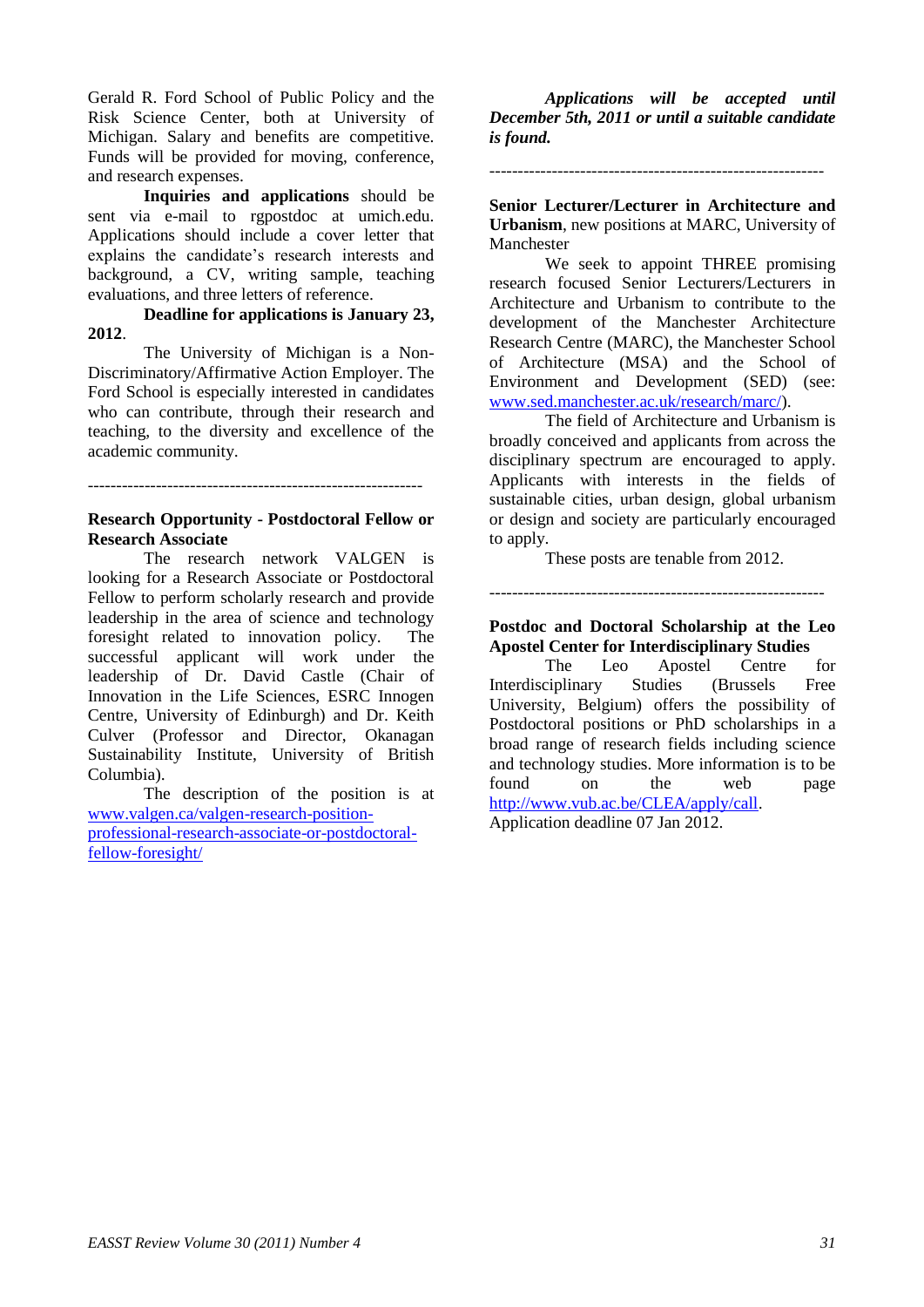Gerald R. Ford School of Public Policy and the Risk Science Center, both at University of Michigan. Salary and benefits are competitive. Funds will be provided for moving, conference, and research expenses.

**Inquiries and applications** should be sent via e-mail to rgpostdoc at umich.edu. Applications should include a cover letter that explains the candidate's research interests and background, a CV, writing sample, teaching evaluations, and three letters of reference.

**Deadline for applications is January 23, 2012**.

The University of Michigan is a Non-Discriminatory/Affirmative Action Employer. The Ford School is especially interested in candidates who can contribute, through their research and teaching, to the diversity and excellence of the academic community.

-----------------------------------------------------------

**Research Opportunity - Postdoctoral Fellow or Research Associate**

The research network VALGEN is looking for a Research Associate or Postdoctoral Fellow to perform scholarly research and provide leadership in the area of science and technology foresight related to innovation policy. The successful applicant will work under the leadership of Dr. David Castle (Chair of Innovation in the Life Sciences, ESRC Innogen Centre, University of Edinburgh) and Dr. Keith Culver (Professor and Director, Okanagan Sustainability Institute, University of British Columbia).

The description of the position is at www.valgen.ca/valgen-research-position-professional-research-associate-or-postdoctoral-fellow-foresight/

***Applications will be accepted until December 5th, 2011 or until a suitable candidate is found.***

-----------------------------------------------------------

**Senior Lecturer/Lecturer in Architecture and Urbanism**, new positions at MARC, University of Manchester

We seek to appoint THREE promising research focused Senior Lecturers/Lecturers in Architecture and Urbanism to contribute to the development of the Manchester Architecture Research Centre (MARC), the Manchester School of Architecture (MSA) and the School of Environment and Development (SED) (see: www.sed.manchester.ac.uk/research/marc/).

The field of Architecture and Urbanism is broadly conceived and applicants from across the disciplinary spectrum are encouraged to apply. Applicants with interests in the fields of sustainable cities, urban design, global urbanism or design and society are particularly encouraged to apply.

These posts are tenable from 2012.

-----------------------------------------------------------

**Postdoc and Doctoral Scholarship at the Leo Apostel Center for Interdisciplinary Studies**

The Leo Apostel Centre for Interdisciplinary Studies (Brussels Free University, Belgium) offers the possibility of Postdoctoral positions or PhD scholarships in a broad range of research fields including science and technology studies. More information is to be found on the web page http://www.vub.ac.be/CLEA/apply/call. Application deadline 07 Jan 2012.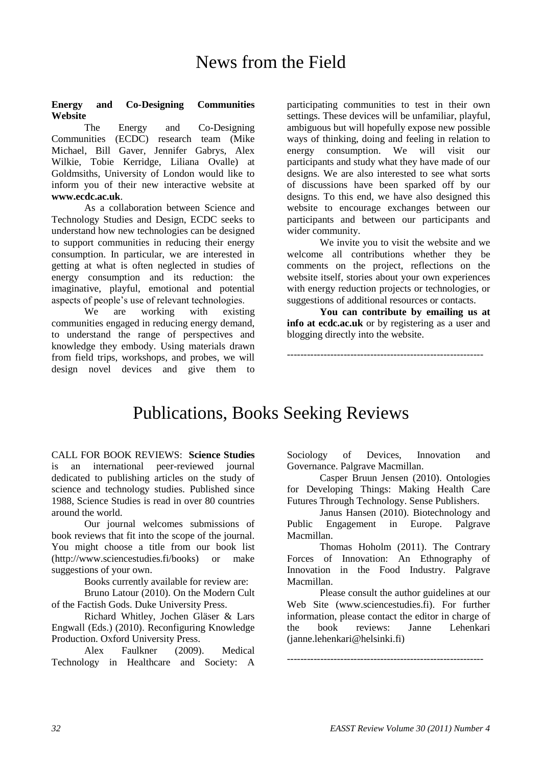# News from the Field

**Energy and Co-Designing Communities Website**

The Energy and Co-Designing Communities (ECDC) research team (Mike Michael, Bill Gaver, Jennifer Gabrys, Alex Wilkie, Tobie Kerridge, Liliana Ovalle) at Goldsmiths, University of London would like to inform you of their new interactive website at **www.ecdc.ac.uk**.

As a collaboration between Science and Technology Studies and Design, ECDC seeks to understand how new technologies can be designed to support communities in reducing their energy consumption. In particular, we are interested in getting at what is often neglected in studies of energy consumption and its reduction: the imaginative, playful, emotional and potential aspects of people's use of relevant technologies.

We are working with existing communities engaged in reducing energy demand, to understand the range of perspectives and knowledge they embody. Using materials drawn from field trips, workshops, and probes, we will design novel devices and give them to participating communities to test in their own settings. These devices will be unfamiliar, playful, ambiguous but will hopefully expose new possible ways of thinking, doing and feeling in relation to energy consumption. We will visit our participants and study what they have made of our designs. We are also interested to see what sorts of discussions have been sparked off by our designs. To this end, we have also designed this website to encourage exchanges between our participants and between our participants and wider community.

We invite you to visit the website and we welcome all contributions whether they be comments on the project, reflections on the website itself, stories about your own experiences with energy reduction projects or technologies, or suggestions of additional resources or contacts.

**You can contribute by emailing us at info at ecdc.ac.uk** or by registering as a user and blogging directly into the website.

-----------------------------------------------------------

# Publications, Books Seeking Reviews

CALL FOR BOOK REVIEWS: **Science Studies** is an international peer-reviewed journal dedicated to publishing articles on the study of science and technology studies. Published since 1988, Science Studies is read in over 80 countries around the world.

Our journal welcomes submissions of book reviews that fit into the scope of the journal. You might choose a title from our book list (http://www.sciencestudies.fi/books) or make suggestions of your own.

Books currently available for review are:

Bruno Latour (2010). On the Modern Cult of the Factish Gods. Duke University Press.

Richard Whitley, Jochen Gläser & Lars Engwall (Eds.) (2010). Reconfiguring Knowledge Production. Oxford University Press.

Alex Faulkner (2009). Medical Technology in Healthcare and Society: A Sociology of Devices, Innovation and Governance. Palgrave Macmillan.

Casper Bruun Jensen (2010). Ontologies for Developing Things: Making Health Care Futures Through Technology. Sense Publishers.

Janus Hansen (2010). Biotechnology and Public Engagement in Europe. Palgrave Macmillan.

Thomas Hoholm (2011). The Contrary Forces of Innovation: An Ethnography of Innovation in the Food Industry. Palgrave Macmillan.

Please consult the author guidelines at our Web Site (www.sciencestudies.fi). For further information, please contact the editor in charge of the book reviews: Janne Lehenkari (janne.lehenkari@helsinki.fi)

-----------------------------------------------------------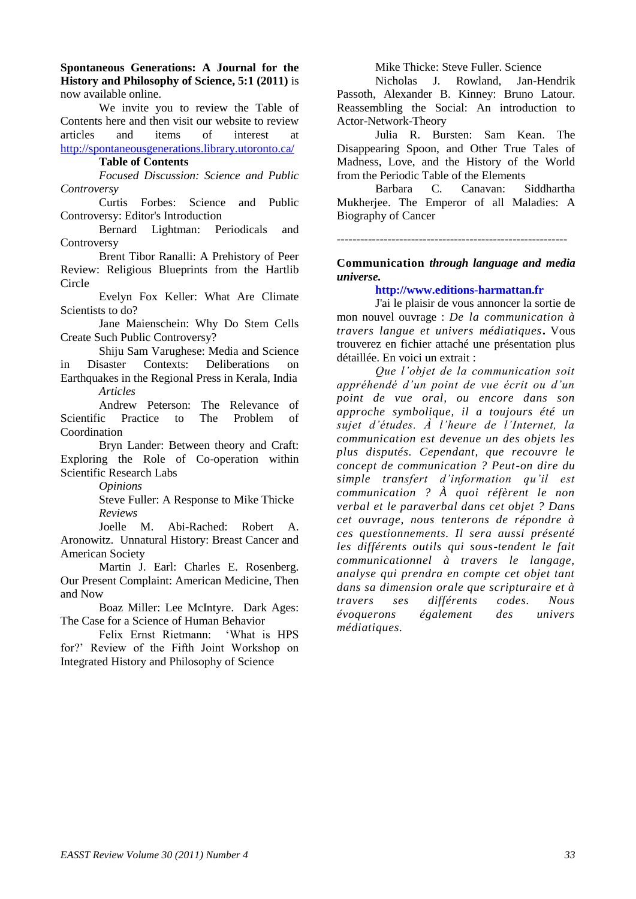**Spontaneous Generations: A Journal for the History and Philosophy of Science, 5:1 (2011)** is now available online.

We invite you to review the Table of Contents here and then visit our website to review articles and items of interest at http://spontaneousgenerations.library.utoronto.ca/

**Table of Contents**

*Focused Discussion: Science and Public Controversy*

Curtis Forbes: Science and Public Controversy: Editor's Introduction

Bernard Lightman: Periodicals and Controversy

Brent Tibor Ranalli: A Prehistory of Peer Review: Religious Blueprints from the Hartlib Circle

Evelyn Fox Keller: What Are Climate Scientists to do?

Jane Maienschein: Why Do Stem Cells Create Such Public Controversy?

Shiju Sam Varughese: Media and Science in Disaster Contexts: Deliberations on Earthquakes in the Regional Press in Kerala, India

*Articles*

Andrew Peterson: The Relevance of Scientific Practice to The Problem of Coordination

Bryn Lander: Between theory and Craft: Exploring the Role of Co-operation within Scientific Research Labs

*Opinions*

Steve Fuller: A Response to Mike Thicke

*Reviews*

Joelle M. Abi-Rached: Robert A. Aronowitz. Unnatural History: Breast Cancer and American Society

Martin J. Earl: Charles E. Rosenberg. Our Present Complaint: American Medicine, Then and Now

Boaz Miller: Lee McIntyre. Dark Ages: The Case for a Science of Human Behavior

Felix Ernst Rietmann: 'What is HPS for?' Review of the Fifth Joint Workshop on Integrated History and Philosophy of Science

Mike Thicke: Steve Fuller. Science

Nicholas J. Rowland, Jan-Hendrik Passoth, Alexander B. Kinney: Bruno Latour. Reassembling the Social: An introduction to Actor-Network-Theory

Julia R. Bursten: Sam Kean. The Disappearing Spoon, and Other True Tales of Madness, Love, and the History of the World from the Periodic Table of the Elements

Barbara C. Canavan: Siddhartha Mukherjee. The Emperor of all Maladies: A Biography of Cancer

-----------------------------------------------------------

**Communication *through language and media universe.***

**http://www.editions-harmattan.fr**

J'ai le plaisir de vous annoncer la sortie de mon nouvel ouvrage : *De la communication à travers langue et univers médiatiques*. Vous trouverez en fichier attaché une présentation plus détaillée. En voici un extrait :

*Que l'objet de la communication soit appréhendé d'un point de vue écrit ou d'un point de vue oral, ou encore dans son approche symbolique, il a toujours été un sujet d'études. À l'heure de l'Internet, la communication est devenue un des objets les plus disputés. Cependant, que recouvre le concept de communication ? Peut-on dire du simple transfert d'information qu'il est communication ? À quoi réfèrent le non verbal et le paraverbal dans cet objet ? Dans cet ouvrage, nous tenterons de répondre à ces questionnements. Il sera aussi présenté les différents outils qui sous-tendent le fait communicationnel à travers le langage, analyse qui prendra en compte cet objet tant dans sa dimension orale que scripturaire et à travers ses différents codes. Nous évoquerons également des univers médiatiques.*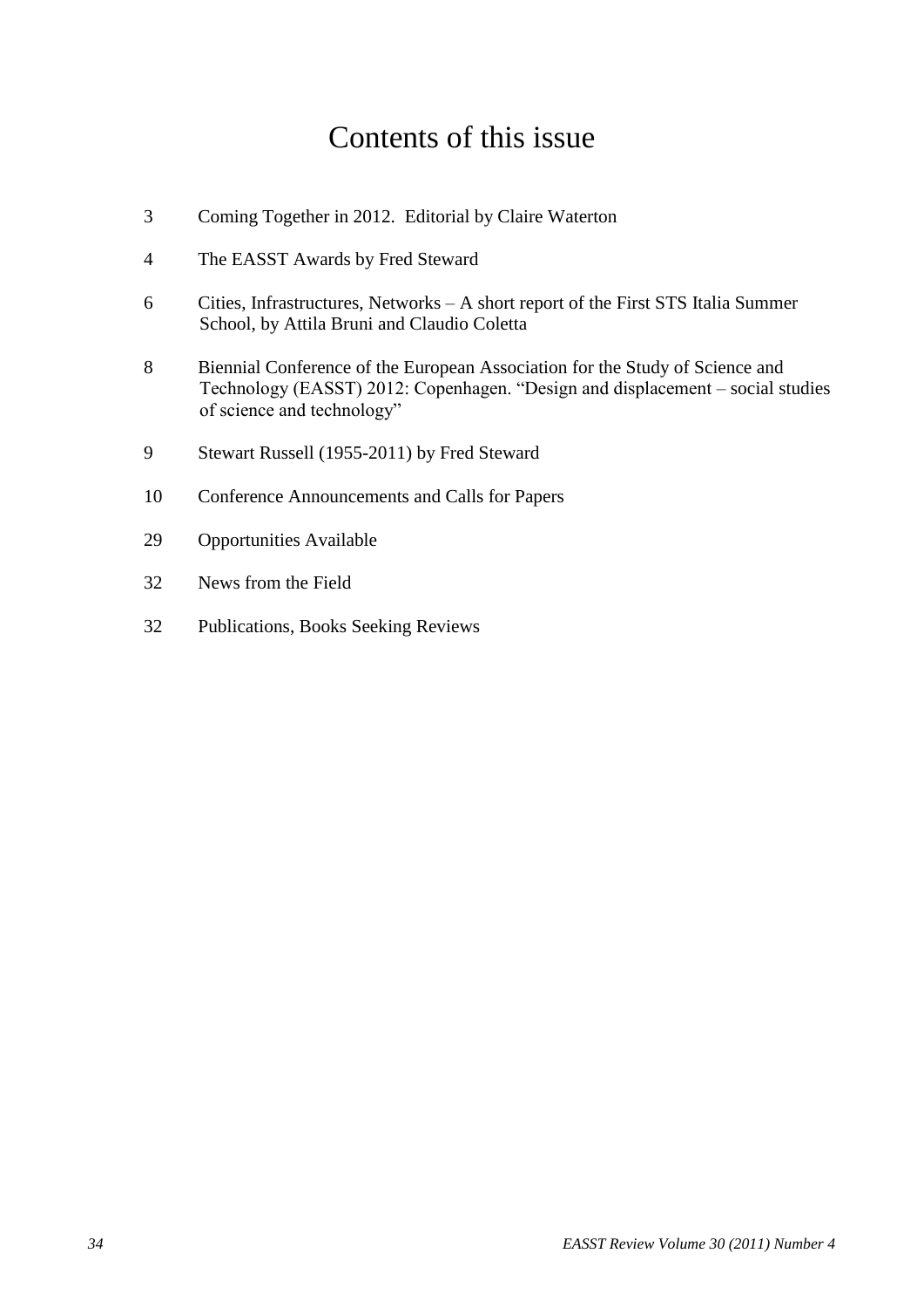# Contents of this issue

| | |
|---|---|
| 3 | Coming Together in 2012. Editorial by Claire Waterton |
| 4 | The EASST Awards by Fred Steward |
| 6 | Cities, Infrastructures, Networks – A short report of the First STS Italia Summer School, by Attila Bruni and Claudio Coletta |
| 8 | Biennial Conference of the European Association for the Study of Science and Technology (EASST) 2012: Copenhagen. “Design and displacement – social studies of science and technology” |
| 9 | Stewart Russell (1955-2011) by Fred Steward |
| 10 | Conference Announcements and Calls for Papers |
| 29 | Opportunities Available |
| 32 | News from the Field |
| 32 | Publications, Books Seeking Reviews |